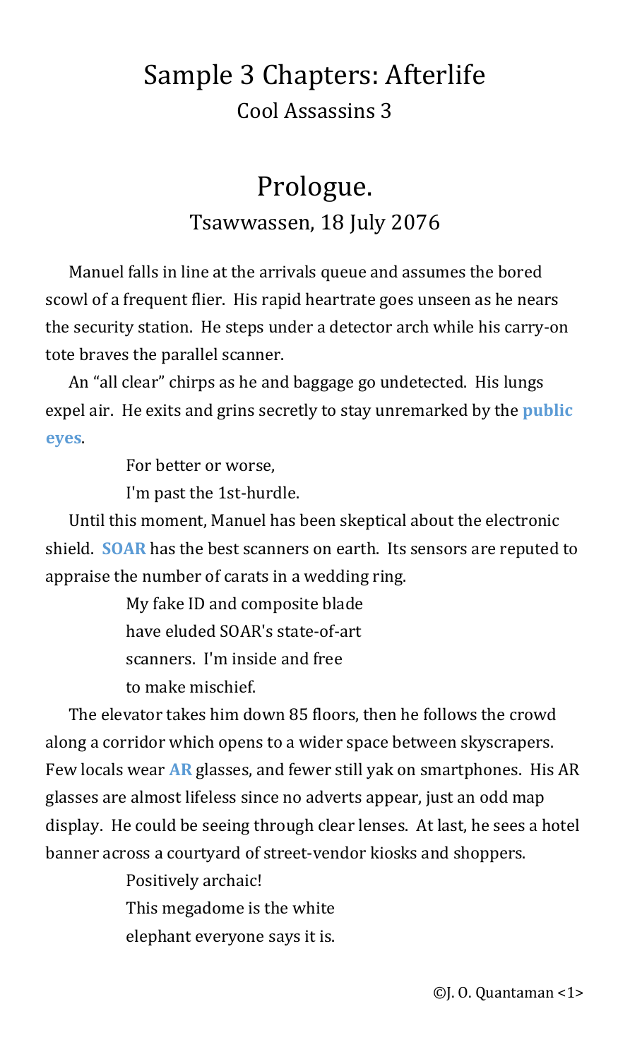# Sample 3 Chapters: Afterlife

Cool Assassins 3

## Prologue.

Tsawwassen, 18 July 2076

Manuel falls in line at the arrivals queue and assumes the bored scowl of a frequent flier. His rapid heartrate goes unseen as he nears the security station. He steps under a detector arch while his carry-on tote braves the parallel scanner.

An "all clear" chirps as he and baggage go undetected. His lungs expel air. He exits and grins secretly to stay unremarked by the **public eyes**.

> For better or worse,
> I'm past the 1st-hurdle.

Until this moment, Manuel has been skeptical about the electronic shield. **SOAR** has the best scanners on earth. Its sensors are reputed to appraise the number of carats in a wedding ring.

> My fake ID and composite blade
> have eluded SOAR's state-of-art
> scanners. I'm inside and free
> to make mischief.

The elevator takes him down 85 floors, then he follows the crowd along a corridor which opens to a wider space between skyscrapers. Few locals wear **AR** glasses, and fewer still yak on smartphones. His AR glasses are almost lifeless since no adverts appear, just an odd map display. He could be seeing through clear lenses. At last, he sees a hotel banner across a courtyard of street-vendor kiosks and shoppers.

> Positively archaic!
> This megadome is the white
> elephant everyone says it is.

©J. O. Quantaman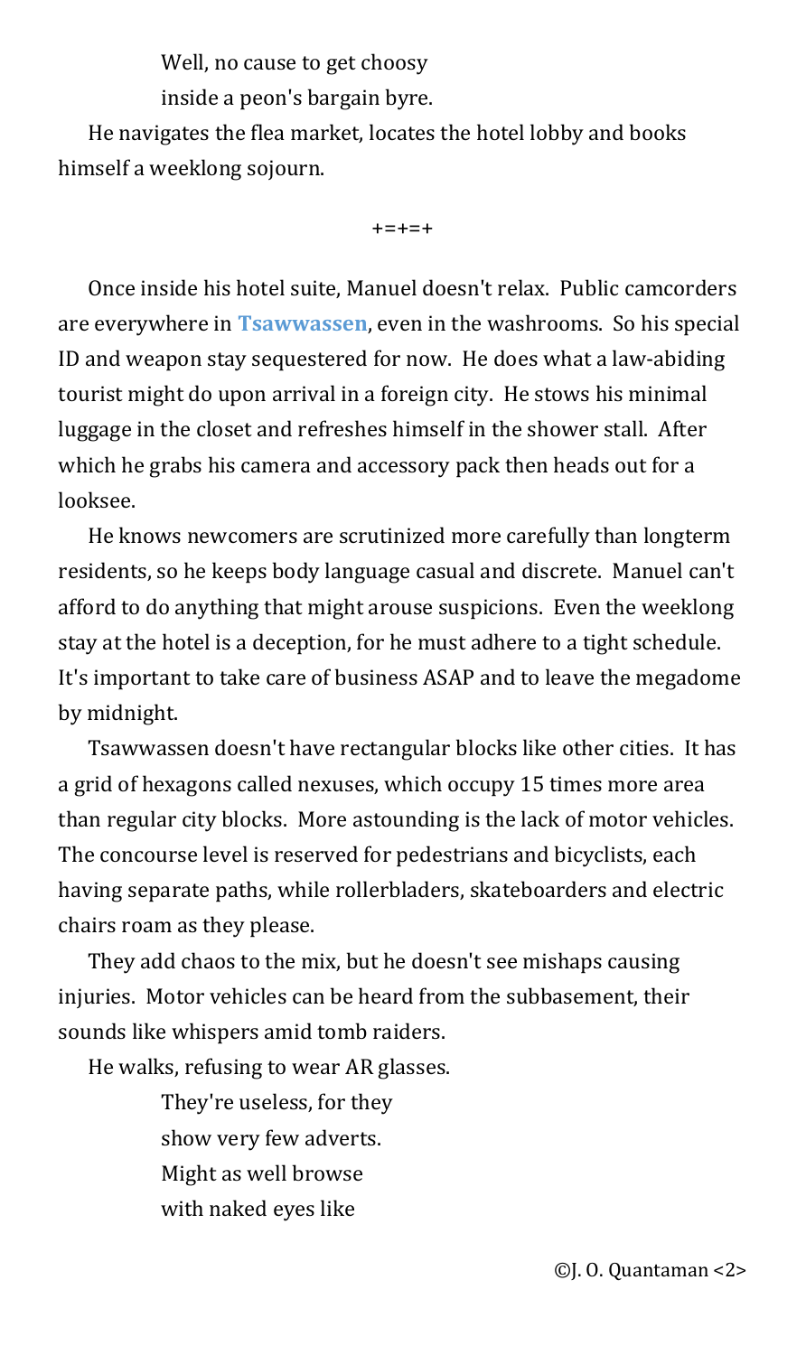Well, no cause to get choosy
inside a peon's bargain byre.

He navigates the flea market, locates the hotel lobby and books himself a weeklong sojourn.

+=+=+

Once inside his hotel suite, Manuel doesn't relax. Public camcorders are everywhere in **Tsawwassen**, even in the washrooms. So his special ID and weapon stay sequestered for now. He does what a law-abiding tourist might do upon arrival in a foreign city. He stows his minimal luggage in the closet and refreshes himself in the shower stall. After which he grabs his camera and accessory pack then heads out for a looksee.

He knows newcomers are scrutinized more carefully than longterm residents, so he keeps body language casual and discrete. Manuel can't afford to do anything that might arouse suspicions. Even the weeklong stay at the hotel is a deception, for he must adhere to a tight schedule. It's important to take care of business ASAP and to leave the megadome by midnight.

Tsawwassen doesn't have rectangular blocks like other cities. It has a grid of hexagons called nexuses, which occupy 15 times more area than regular city blocks. More astounding is the lack of motor vehicles. The concourse level is reserved for pedestrians and bicyclists, each having separate paths, while rollerbladers, skateboarders and electric chairs roam as they please.

They add chaos to the mix, but he doesn't see mishaps causing injuries. Motor vehicles can be heard from the subbasement, their sounds like whispers amid tomb raiders.

He walks, refusing to wear AR glasses.

They're useless, for they
show very few adverts.
Might as well browse
with naked eyes like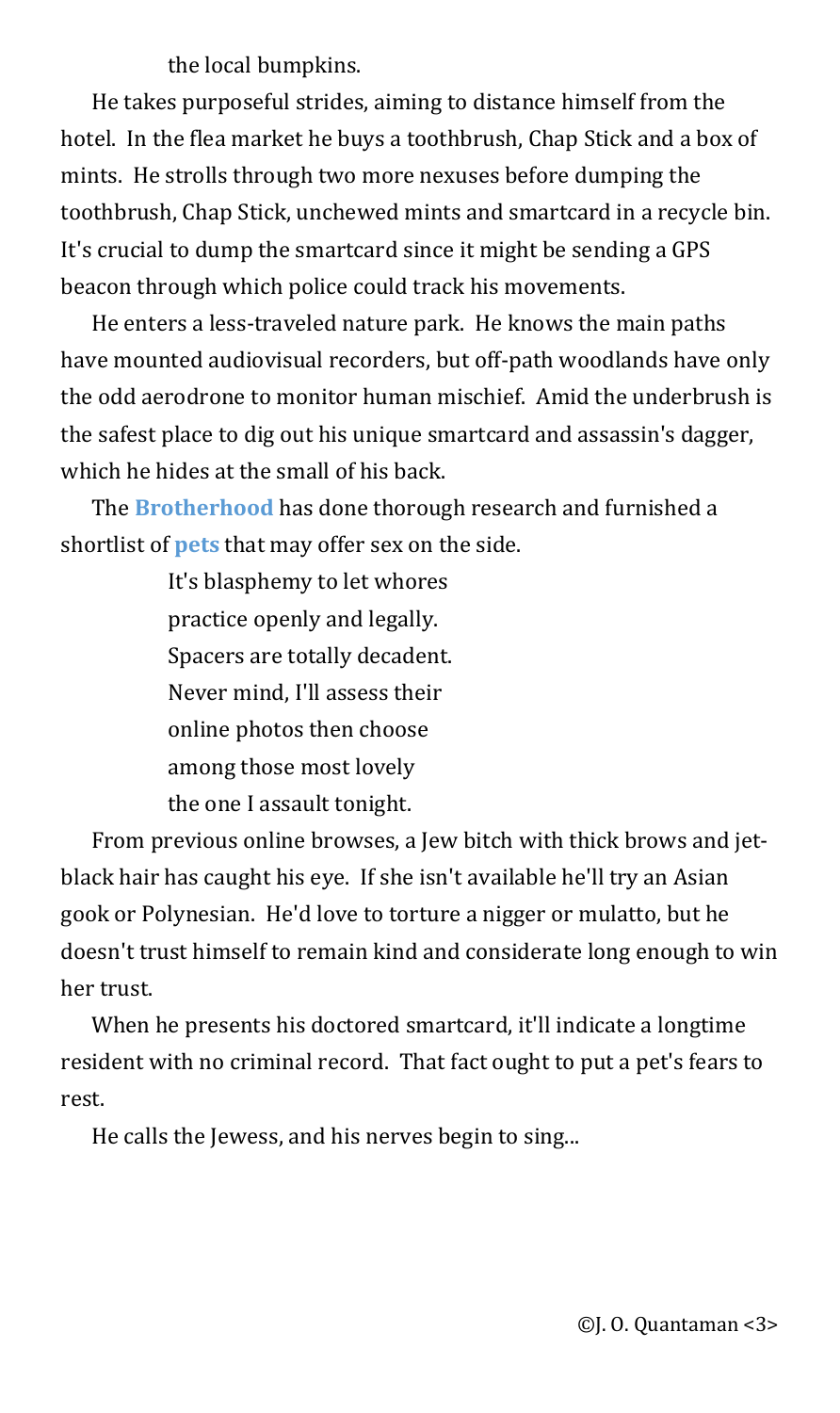the local bumpkins.

He takes purposeful strides, aiming to distance himself from the hotel. In the flea market he buys a toothbrush, Chap Stick and a box of mints. He strolls through two more nexuses before dumping the toothbrush, Chap Stick, unchewed mints and smartcard in a recycle bin. It's crucial to dump the smartcard since it might be sending a GPS beacon through which police could track his movements.

He enters a less-traveled nature park. He knows the main paths have mounted audiovisual recorders, but off-path woodlands have only the odd aerodrone to monitor human mischief. Amid the underbrush is the safest place to dig out his unique smartcard and assassin's dagger, which he hides at the small of his back.

The **Brotherhood** has done thorough research and furnished a shortlist of **pets** that may offer sex on the side.

> It's blasphemy to let whores
> practice openly and legally.
> Spacers are totally decadent.
> Never mind, I'll assess their
> online photos then choose
> among those most lovely
> the one I assault tonight.

From previous online browses, a Jew bitch with thick brows and jet-black hair has caught his eye. If she isn't available he'll try an Asian gook or Polynesian. He'd love to torture a nigger or mulatto, but he doesn't trust himself to remain kind and considerate long enough to win her trust.

When he presents his doctored smartcard, it'll indicate a longtime resident with no criminal record. That fact ought to put a pet's fears to rest.

He calls the Jewess, and his nerves begin to sing...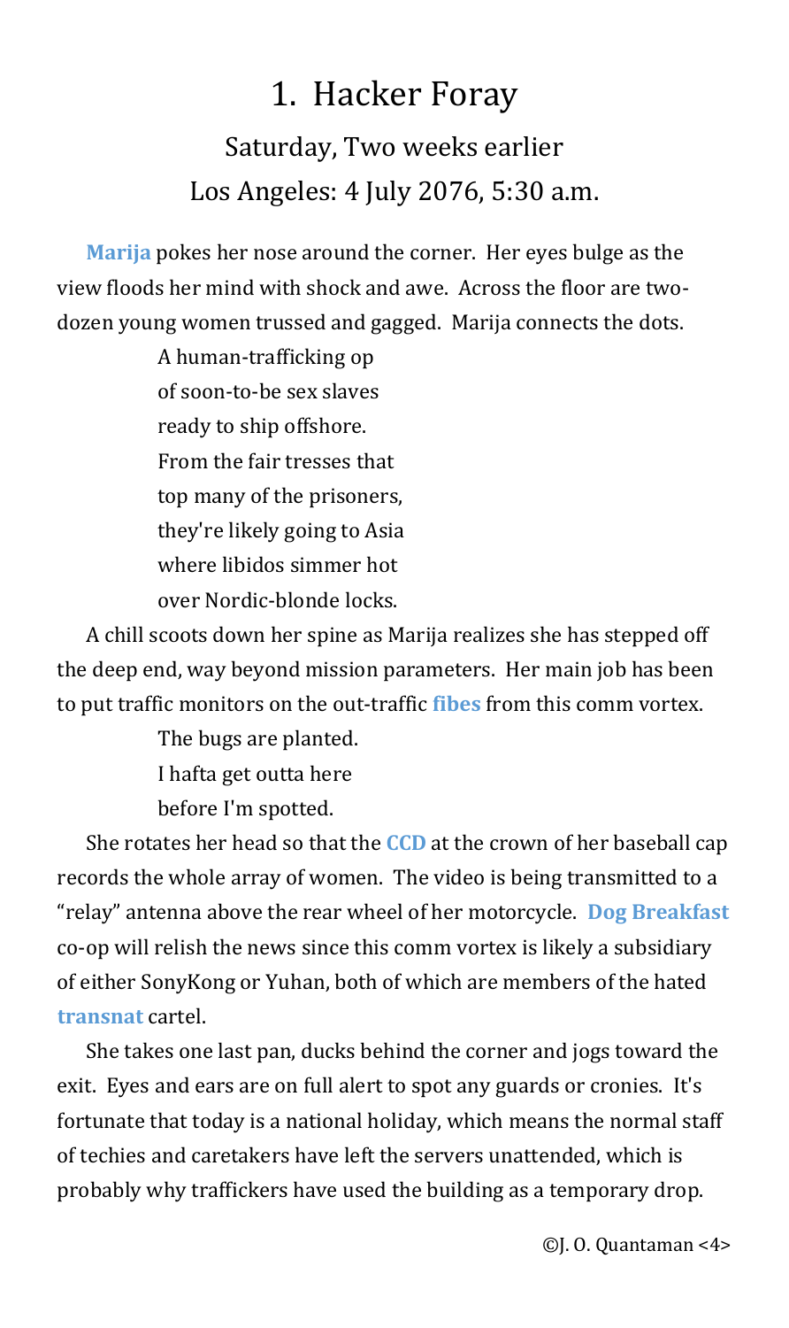# 1. Hacker Foray

## Saturday, Two weeks earlier
## Los Angeles: 4 July 2076, 5:30 a.m.

**Marija** pokes her nose around the corner. Her eyes bulge as the view floods her mind with shock and awe. Across the floor are two-dozen young women trussed and gagged. Marija connects the dots.

> A human-trafficking op
> of soon-to-be sex slaves
> ready to ship offshore.
> From the fair tresses that
> top many of the prisoners,
> they're likely going to Asia
> where libidos simmer hot
> over Nordic-blonde locks.

A chill scoots down her spine as Marija realizes she has stepped off the deep end, way beyond mission parameters. Her main job has been to put traffic monitors on the out-traffic **fibes** from this comm vortex.

> The bugs are planted.
> I hafta get outta here
> before I'm spotted.

She rotates her head so that the **CCD** at the crown of her baseball cap records the whole array of women. The video is being transmitted to a "relay" antenna above the rear wheel of her motorcycle. **Dog Breakfast** co-op will relish the news since this comm vortex is likely a subsidiary of either SonyKong or Yuhan, both of which are members of the hated **transnat** cartel.

She takes one last pan, ducks behind the corner and jogs toward the exit. Eyes and ears are on full alert to spot any guards or cronies. It's fortunate that today is a national holiday, which means the normal staff of techies and caretakers have left the servers unattended, which is probably why traffickers have used the building as a temporary drop.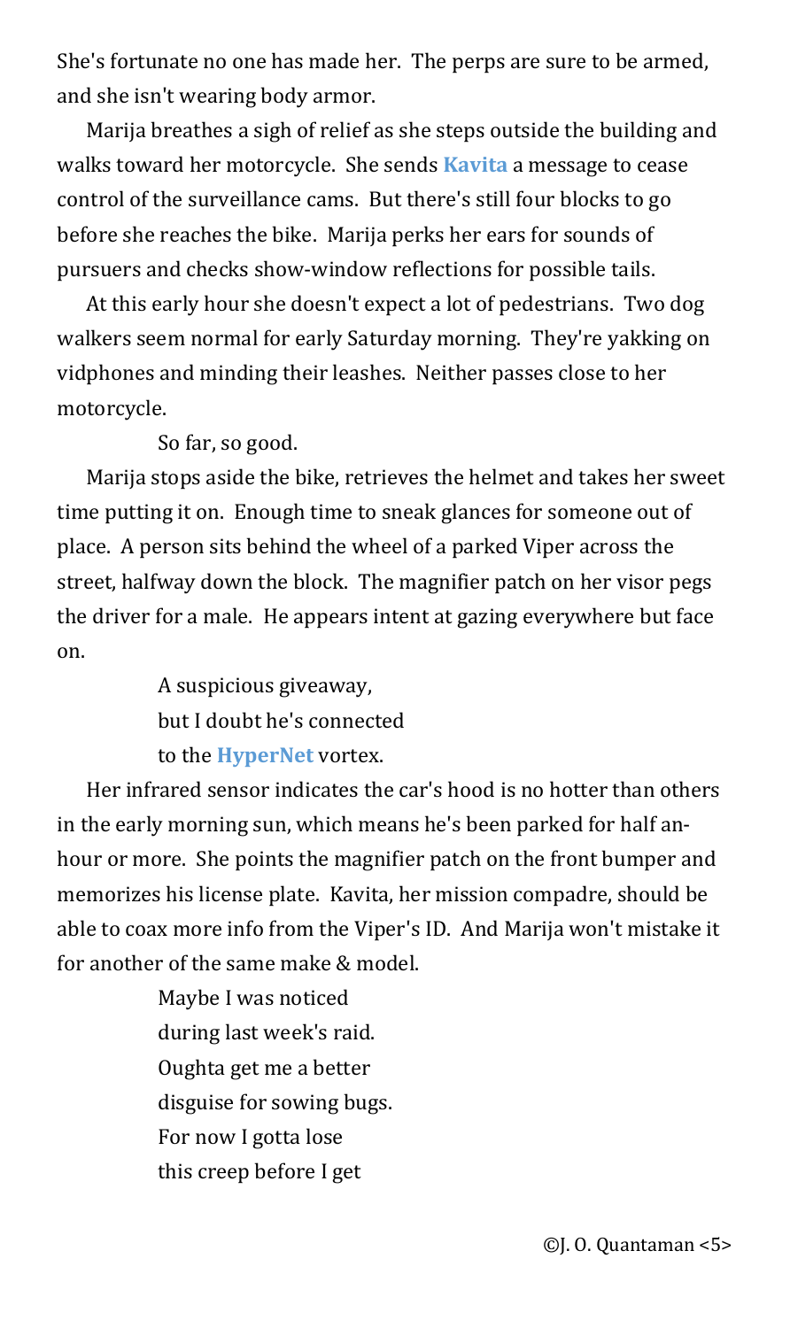She's fortunate no one has made her. The perps are sure to be armed, and she isn't wearing body armor.

Marija breathes a sigh of relief as she steps outside the building and walks toward her motorcycle. She sends **Kavita** a message to cease control of the surveillance cams. But there's still four blocks to go before she reaches the bike. Marija perks her ears for sounds of pursuers and checks show-window reflections for possible tails.

At this early hour she doesn't expect a lot of pedestrians. Two dog walkers seem normal for early Saturday morning. They're yakking on vidphones and minding their leashes. Neither passes close to her motorcycle.

So far, so good.

Marija stops aside the bike, retrieves the helmet and takes her sweet time putting it on. Enough time to sneak glances for someone out of place. A person sits behind the wheel of a parked Viper across the street, halfway down the block. The magnifier patch on her visor pegs the driver for a male. He appears intent at gazing everywhere but face on.

A suspicious giveaway,  
but I doubt he's connected  
to the **HyperNet** vortex.

Her infrared sensor indicates the car's hood is no hotter than others in the early morning sun, which means he's been parked for half an-hour or more. She points the magnifier patch on the front bumper and memorizes his license plate. Kavita, her mission compadre, should be able to coax more info from the Viper's ID. And Marija won't mistake it for another of the same make & model.

Maybe I was noticed  
during last week's raid.  
Oughta get me a better  
disguise for sowing bugs.  
For now I gotta lose  
this creep before I get

©J. O. Quantaman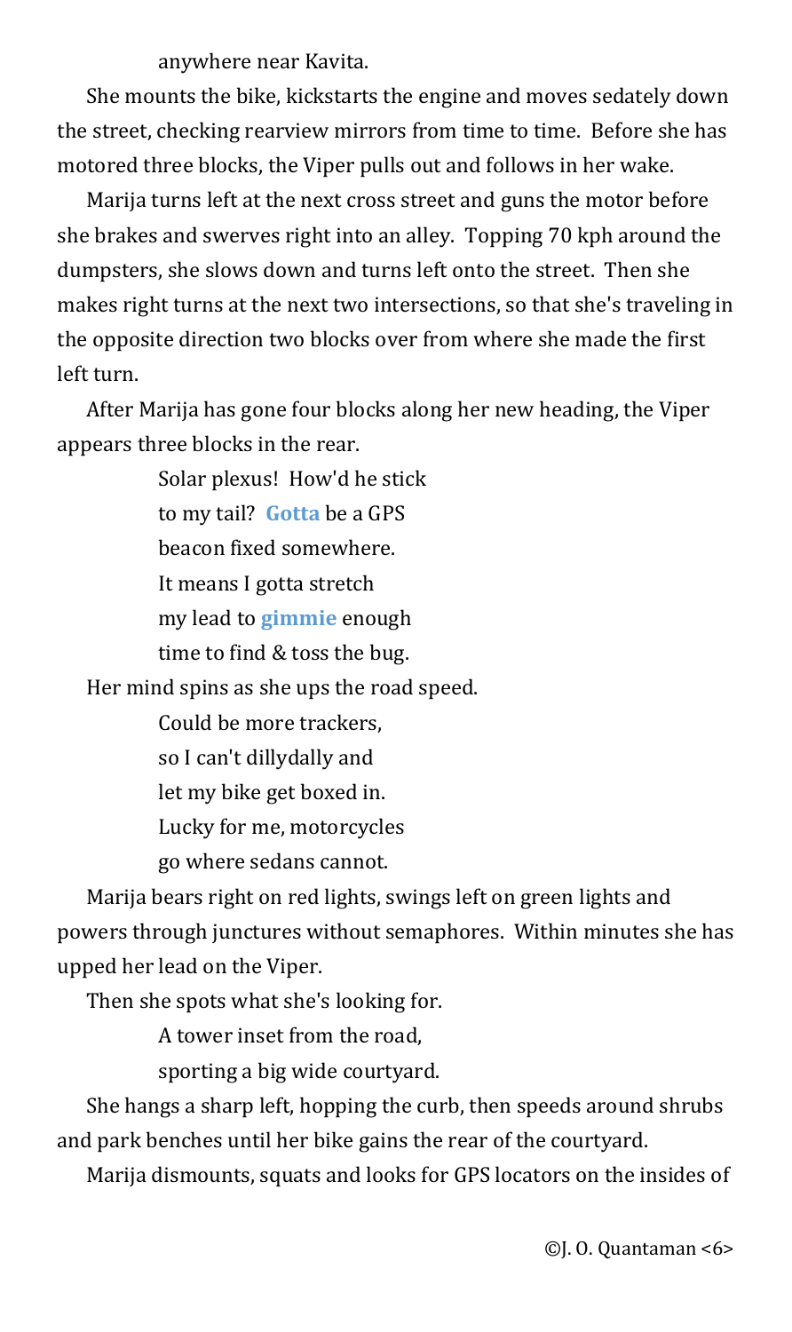anywhere near Kavita.

She mounts the bike, kickstarts the engine and moves sedately down the street, checking rearview mirrors from time to time. Before she has motored three blocks, the Viper pulls out and follows in her wake.

Marija turns left at the next cross street and guns the motor before she brakes and swerves right into an alley. Topping 70 kph around the dumpsters, she slows down and turns left onto the street. Then she makes right turns at the next two intersections, so that she's traveling in the opposite direction two blocks over from where she made the first left turn.

After Marija has gone four blocks along her new heading, the Viper appears three blocks in the rear.

> Solar plexus! How'd he stick
> to my tail? **Gotta** be a GPS
> beacon fixed somewhere.
> It means I gotta stretch
> my lead to **gimmie** enough
> time to find & toss the bug.

Her mind spins as she ups the road speed.

> Could be more trackers,
> so I can't dillydally and
> let my bike get boxed in.
> Lucky for me, motorcycles
> go where sedans cannot.

Marija bears right on red lights, swings left on green lights and powers through junctures without semaphores. Within minutes she has upped her lead on the Viper.

Then she spots what she's looking for.

> A tower inset from the road,
> sporting a big wide courtyard.

She hangs a sharp left, hopping the curb, then speeds around shrubs and park benches until her bike gains the rear of the courtyard.

Marija dismounts, squats and looks for GPS locators on the insides of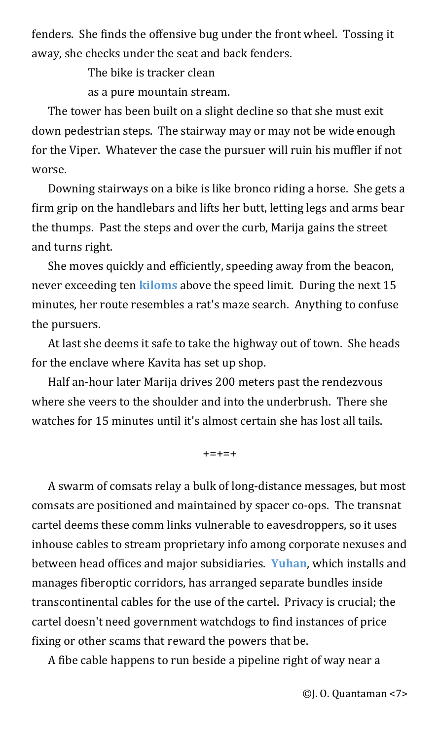fenders. She finds the offensive bug under the front wheel. Tossing it away, she checks under the seat and back fenders.

> The bike is tracker clean
> as a pure mountain stream.

The tower has been built on a slight decline so that she must exit down pedestrian steps. The stairway may or may not be wide enough for the Viper. Whatever the case the pursuer will ruin his muffler if not worse.

Downing stairways on a bike is like bronco riding a horse. She gets a firm grip on the handlebars and lifts her butt, letting legs and arms bear the thumps. Past the steps and over the curb, Marija gains the street and turns right.

She moves quickly and efficiently, speeding away from the beacon, never exceeding ten **kiloms** above the speed limit. During the next 15 minutes, her route resembles a rat's maze search. Anything to confuse the pursuers.

At last she deems it safe to take the highway out of town. She heads for the enclave where Kavita has set up shop.

Half an-hour later Marija drives 200 meters past the rendezvous where she veers to the shoulder and into the underbrush. There she watches for 15 minutes until it's almost certain she has lost all tails.

+=+=+

A swarm of comsats relay a bulk of long-distance messages, but most comsats are positioned and maintained by spacer co-ops. The transnat cartel deems these comm links vulnerable to eavesdroppers, so it uses inhouse cables to stream proprietary info among corporate nexuses and between head offices and major subsidiaries. **Yuhan**, which installs and manages fiberoptic corridors, has arranged separate bundles inside transcontinental cables for the use of the cartel. Privacy is crucial; the cartel doesn't need government watchdogs to find instances of price fixing or other scams that reward the powers that be.

A fibe cable happens to run beside a pipeline right of way near a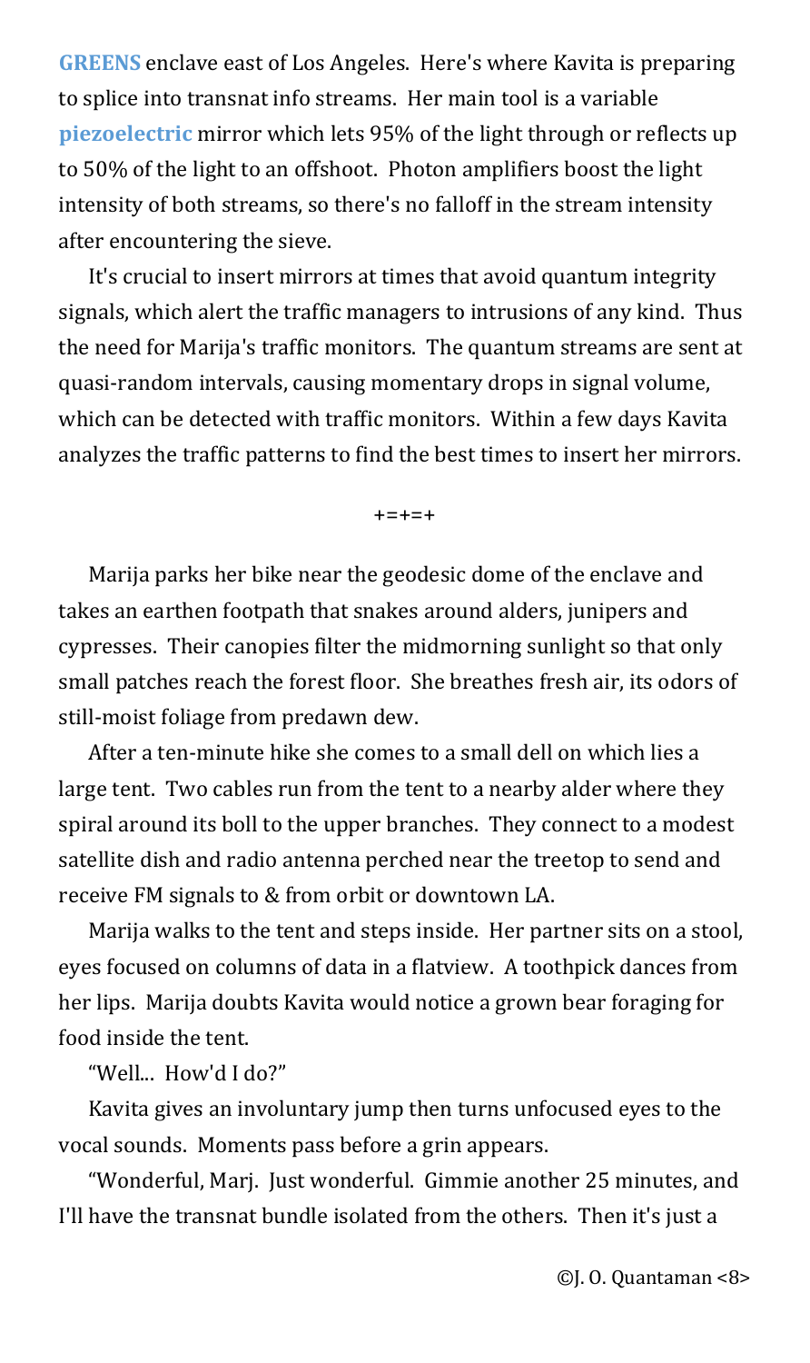**GREENS** enclave east of Los Angeles. Here's where Kavita is preparing to splice into transnat info streams. Her main tool is a variable **piezoelectric** mirror which lets 95% of the light through or reflects up to 50% of the light to an offshoot. Photon amplifiers boost the light intensity of both streams, so there's no falloff in the stream intensity after encountering the sieve.

It's crucial to insert mirrors at times that avoid quantum integrity signals, which alert the traffic managers to intrusions of any kind. Thus the need for Marija's traffic monitors. The quantum streams are sent at quasi-random intervals, causing momentary drops in signal volume, which can be detected with traffic monitors. Within a few days Kavita analyzes the traffic patterns to find the best times to insert her mirrors.

+=+=+

Marija parks her bike near the geodesic dome of the enclave and takes an earthen footpath that snakes around alders, junipers and cypresses. Their canopies filter the midmorning sunlight so that only small patches reach the forest floor. She breathes fresh air, its odors of still-moist foliage from predawn dew.

After a ten-minute hike she comes to a small dell on which lies a large tent. Two cables run from the tent to a nearby alder where they spiral around its boll to the upper branches. They connect to a modest satellite dish and radio antenna perched near the treetop to send and receive FM signals to & from orbit or downtown LA.

Marija walks to the tent and steps inside. Her partner sits on a stool, eyes focused on columns of data in a flatview. A toothpick dances from her lips. Marija doubts Kavita would notice a grown bear foraging for food inside the tent.

"Well... How'd I do?"

Kavita gives an involuntary jump then turns unfocused eyes to the vocal sounds. Moments pass before a grin appears.

"Wonderful, Marj. Just wonderful. Gimmie another 25 minutes, and I'll have the transnat bundle isolated from the others. Then it's just a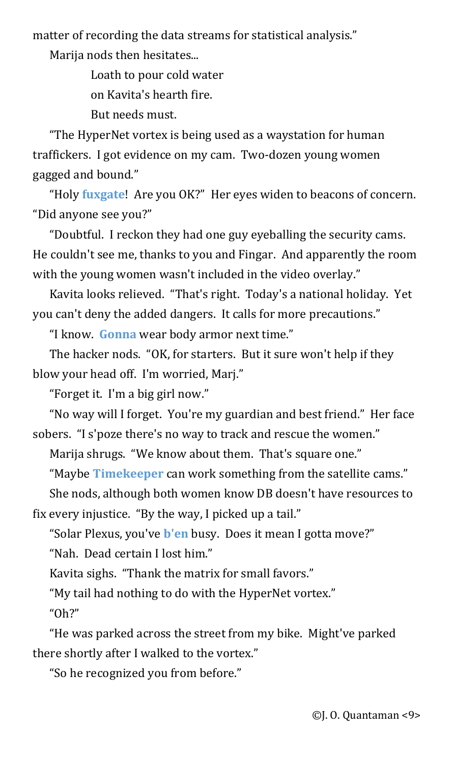matter of recording the data streams for statistical analysis."

Marija nods then hesitates...

> Loath to pour cold water
> on Kavita's hearth fire.
> But needs must.

"The HyperNet vortex is being used as a waystation for human traffickers. I got evidence on my cam. Two-dozen young women gagged and bound."

"Holy **fuxgate**! Are you OK?" Her eyes widen to beacons of concern. "Did anyone see you?"

"Doubtful. I reckon they had one guy eyeballing the security cams. He couldn't see me, thanks to you and Fingar. And apparently the room with the young women wasn't included in the video overlay."

Kavita looks relieved. "That's right. Today's a national holiday. Yet you can't deny the added dangers. It calls for more precautions."

"I know. **Gonna** wear body armor next time."

The hacker nods. "OK, for starters. But it sure won't help if they blow your head off. I'm worried, Marj."

"Forget it. I'm a big girl now."

"No way will I forget. You're my guardian and best friend." Her face sobers. "I s'poze there's no way to track and rescue the women."

Marija shrugs. "We know about them. That's square one."

"Maybe **Timekeeper** can work something from the satellite cams."

She nods, although both women know DB doesn't have resources to fix every injustice. "By the way, I picked up a tail."

"Solar Plexus, you've **b'en** busy. Does it mean I gotta move?"

"Nah. Dead certain I lost him."

Kavita sighs. "Thank the matrix for small favors."

"My tail had nothing to do with the HyperNet vortex."

"Oh?"

"He was parked across the street from my bike. Might've parked there shortly after I walked to the vortex."

"So he recognized you from before."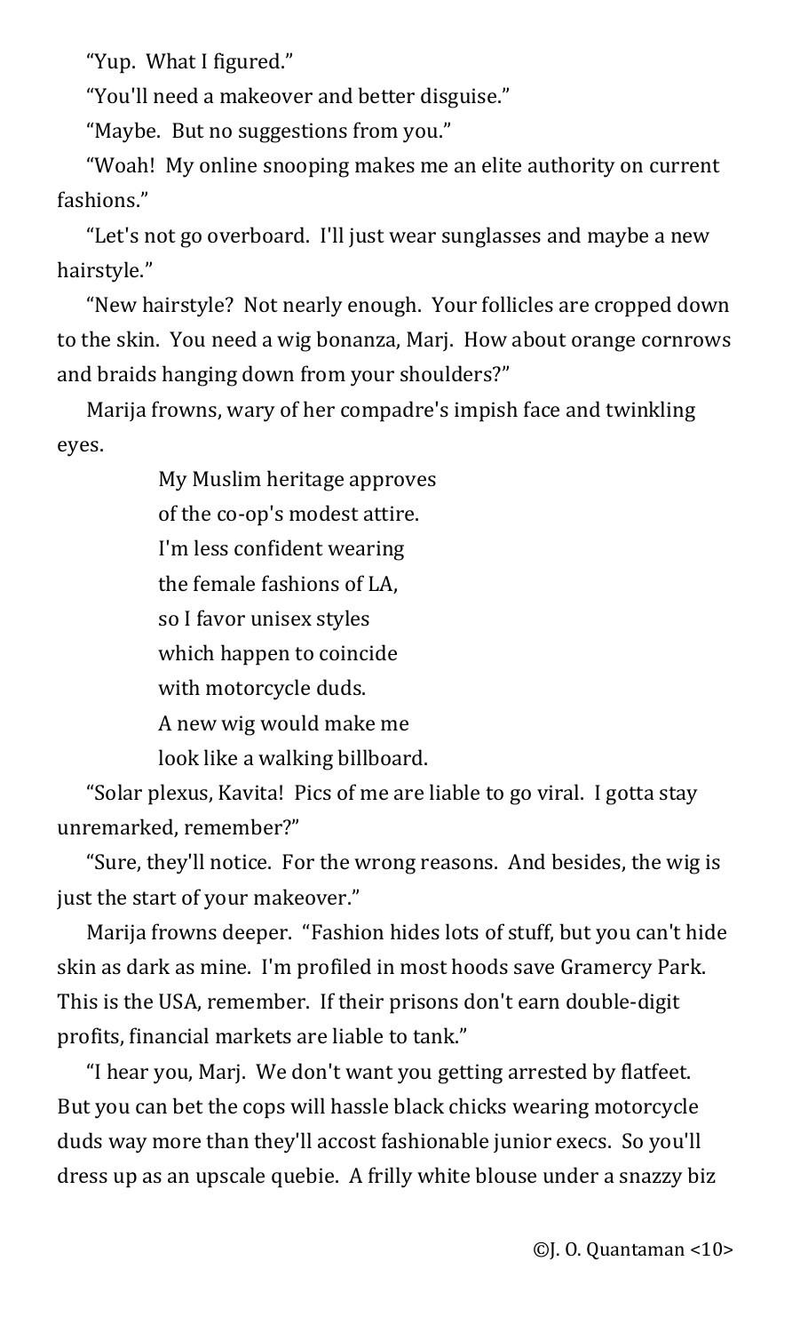"Yup. What I figured."

"You'll need a makeover and better disguise."

"Maybe. But no suggestions from you."

"Woah! My online snooping makes me an elite authority on current fashions."

"Let's not go overboard. I'll just wear sunglasses and maybe a new hairstyle."

"New hairstyle? Not nearly enough. Your follicles are cropped down to the skin. You need a wig bonanza, Marj. How about orange cornrows and braids hanging down from your shoulders?"

Marija frowns, wary of her compadre's impish face and twinkling eyes.

> My Muslim heritage approves
> of the co-op's modest attire.
> I'm less confident wearing
> the female fashions of LA,
> so I favor unisex styles
> which happen to coincide
> with motorcycle duds.
> A new wig would make me
> look like a walking billboard.

"Solar plexus, Kavita! Pics of me are liable to go viral. I gotta stay unremarked, remember?"

"Sure, they'll notice. For the wrong reasons. And besides, the wig is just the start of your makeover."

Marija frowns deeper. "Fashion hides lots of stuff, but you can't hide skin as dark as mine. I'm profiled in most hoods save Gramercy Park. This is the USA, remember. If their prisons don't earn double-digit profits, financial markets are liable to tank."

"I hear you, Marj. We don't want you getting arrested by flatfeet. But you can bet the cops will hassle black chicks wearing motorcycle duds way more than they'll accost fashionable junior execs. So you'll dress up as an upscale quebie. A frilly white blouse under a snazzy biz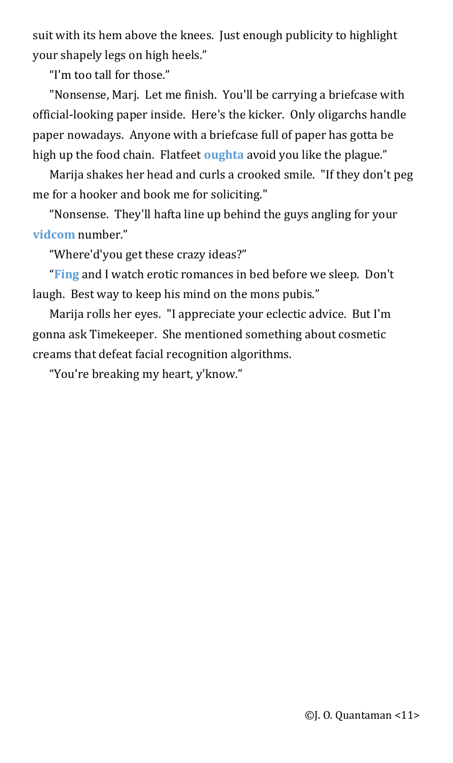suit with its hem above the knees. Just enough publicity to highlight your shapely legs on high heels."

"I'm too tall for those."

"Nonsense, Marj. Let me finish. You'll be carrying a briefcase with official-looking paper inside. Here's the kicker. Only oligarchs handle paper nowadays. Anyone with a briefcase full of paper has gotta be high up the food chain. Flatfeet **oughta** avoid you like the plague."

Marija shakes her head and curls a crooked smile. "If they don't peg me for a hooker and book me for soliciting."

"Nonsense. They'll hafta line up behind the guys angling for your **vidcom** number."

"Where'd'you get these crazy ideas?"

"**Fing** and I watch erotic romances in bed before we sleep. Don't laugh. Best way to keep his mind on the mons pubis."

Marija rolls her eyes. "I appreciate your eclectic advice. But I'm gonna ask Timekeeper. She mentioned something about cosmetic creams that defeat facial recognition algorithms.

"You're breaking my heart, y'know."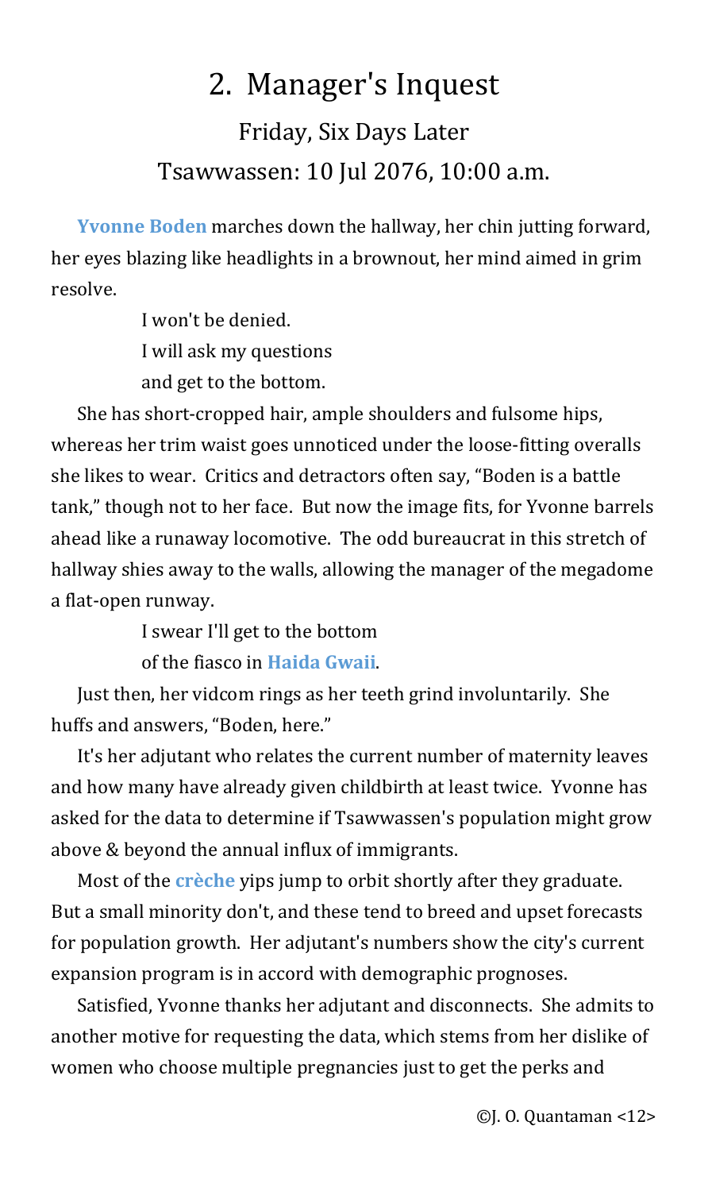# 2. Manager's Inquest

## Friday, Six Days Later

## Tsawwassen: 10 Jul 2076, 10:00 a.m.

**Yvonne Boden** marches down the hallway, her chin jutting forward, her eyes blazing like headlights in a brownout, her mind aimed in grim resolve.

> I won't be denied.
> I will ask my questions
> and get to the bottom.

She has short-cropped hair, ample shoulders and fulsome hips, whereas her trim waist goes unnoticed under the loose-fitting overalls she likes to wear. Critics and detractors often say, "Boden is a battle tank," though not to her face. But now the image fits, for Yvonne barrels ahead like a runaway locomotive. The odd bureaucrat in this stretch of hallway shies away to the walls, allowing the manager of the megadome a flat-open runway.

> I swear I'll get to the bottom
> of the fiasco in **Haida Gwaii**.

Just then, her vidcom rings as her teeth grind involuntarily. She huffs and answers, "Boden, here."

It's her adjutant who relates the current number of maternity leaves and how many have already given childbirth at least twice. Yvonne has asked for the data to determine if Tsawwassen's population might grow above & beyond the annual influx of immigrants.

Most of the **crèche** yips jump to orbit shortly after they graduate. But a small minority don't, and these tend to breed and upset forecasts for population growth. Her adjutant's numbers show the city's current expansion program is in accord with demographic prognoses.

Satisfied, Yvonne thanks her adjutant and disconnects. She admits to another motive for requesting the data, which stems from her dislike of women who choose multiple pregnancies just to get the perks and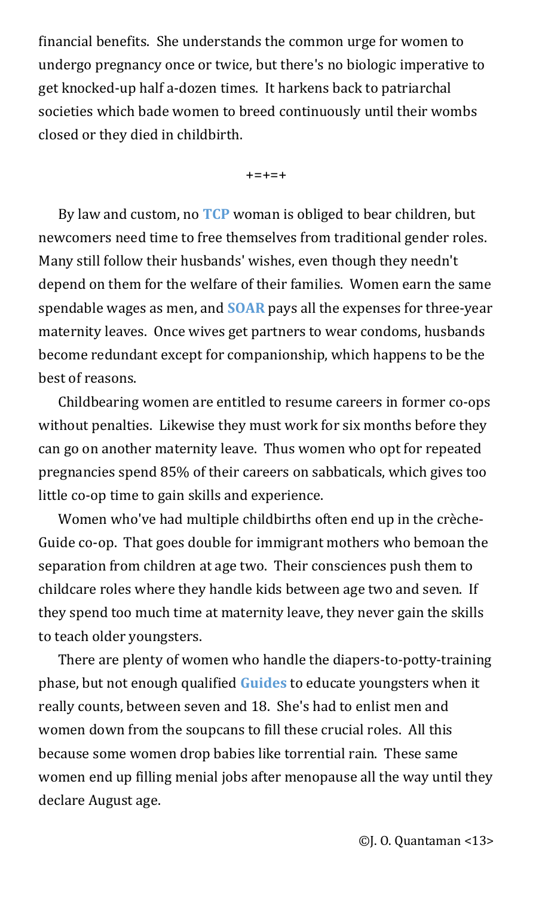financial benefits. She understands the common urge for women to undergo pregnancy once or twice, but there's no biologic imperative to get knocked-up half a-dozen times. It harkens back to patriarchal societies which bade women to breed continuously until their wombs closed or they died in childbirth.

+=+=+

By law and custom, no **TCP** woman is obliged to bear children, but newcomers need time to free themselves from traditional gender roles. Many still follow their husbands' wishes, even though they needn't depend on them for the welfare of their families. Women earn the same spendable wages as men, and **SOAR** pays all the expenses for three-year maternity leaves. Once wives get partners to wear condoms, husbands become redundant except for companionship, which happens to be the best of reasons.

Childbearing women are entitled to resume careers in former co-ops without penalties. Likewise they must work for six months before they can go on another maternity leave. Thus women who opt for repeated pregnancies spend 85% of their careers on sabbaticals, which gives too little co-op time to gain skills and experience.

Women who've had multiple childbirths often end up in the crèche-Guide co-op. That goes double for immigrant mothers who bemoan the separation from children at age two. Their consciences push them to childcare roles where they handle kids between age two and seven. If they spend too much time at maternity leave, they never gain the skills to teach older youngsters.

There are plenty of women who handle the diapers-to-potty-training phase, but not enough qualified **Guides** to educate youngsters when it really counts, between seven and 18. She's had to enlist men and women down from the soupcans to fill these crucial roles. All this because some women drop babies like torrential rain. These same women end up filling menial jobs after menopause all the way until they declare August age.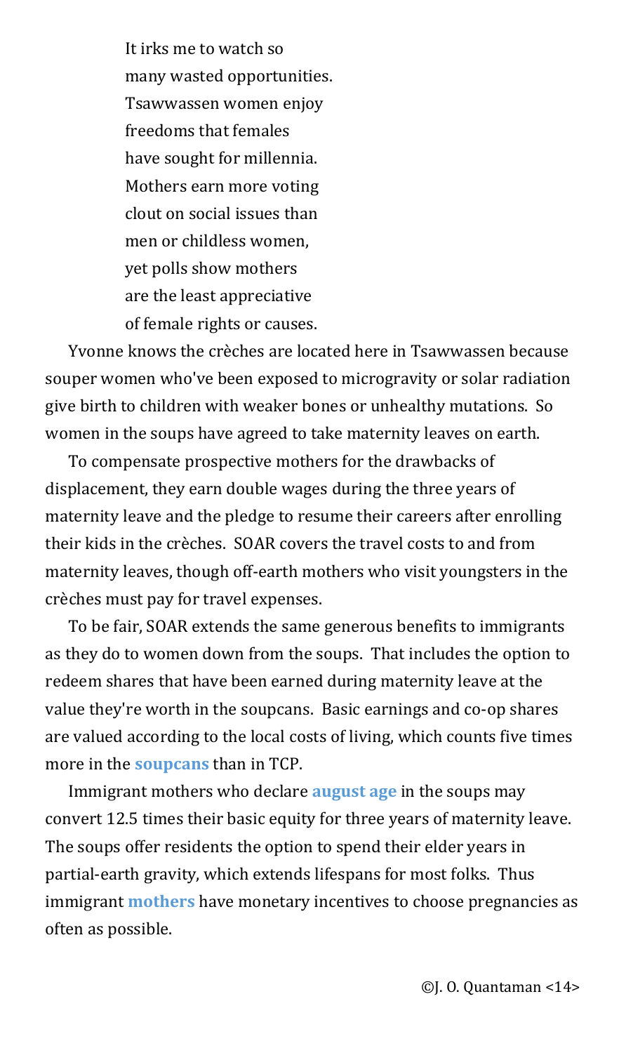It irks me to watch so
many wasted opportunities.
Tsawwassen women enjoy
freedoms that females
have sought for millennia.
Mothers earn more voting
clout on social issues than
men or childless women,
yet polls show mothers
are the least appreciative
of female rights or causes.

Yvonne knows the crèches are located here in Tsawwassen because souper women who've been exposed to microgravity or solar radiation give birth to children with weaker bones or unhealthy mutations. So women in the soups have agreed to take maternity leaves on earth.

To compensate prospective mothers for the drawbacks of displacement, they earn double wages during the three years of maternity leave and the pledge to resume their careers after enrolling their kids in the crèches. SOAR covers the travel costs to and from maternity leaves, though off-earth mothers who visit youngsters in the crèches must pay for travel expenses.

To be fair, SOAR extends the same generous benefits to immigrants as they do to women down from the soups. That includes the option to redeem shares that have been earned during maternity leave at the value they're worth in the soupcans. Basic earnings and co-op shares are valued according to the local costs of living, which counts five times more in the **soupcans** than in TCP.

Immigrant mothers who declare **august age** in the soups may convert 12.5 times their basic equity for three years of maternity leave. The soups offer residents the option to spend their elder years in partial-earth gravity, which extends lifespans for most folks. Thus immigrant **mothers** have monetary incentives to choose pregnancies as often as possible.

©J. O. Quantaman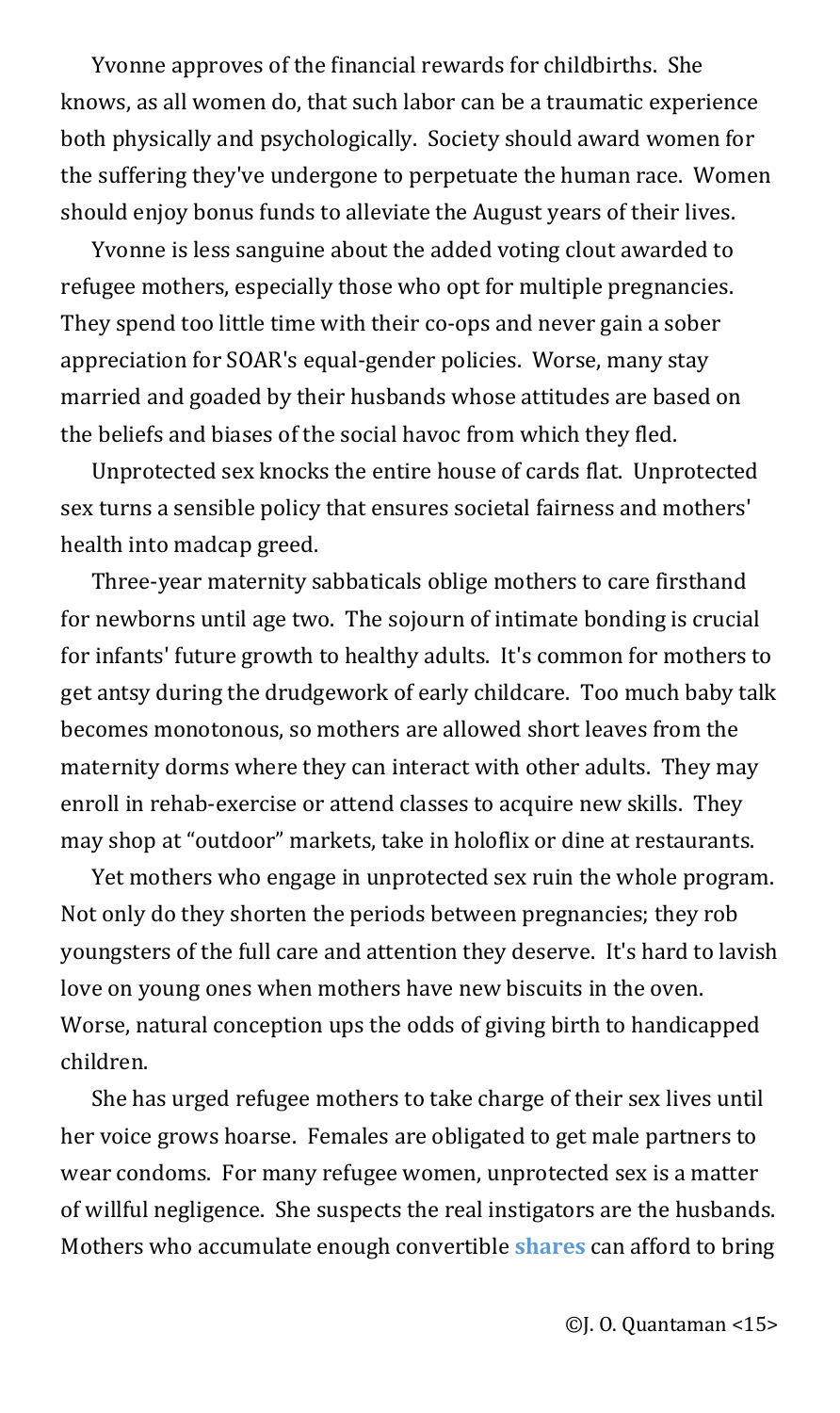Yvonne approves of the financial rewards for childbirths. She knows, as all women do, that such labor can be a traumatic experience both physically and psychologically. Society should award women for the suffering they've undergone to perpetuate the human race. Women should enjoy bonus funds to alleviate the August years of their lives.

Yvonne is less sanguine about the added voting clout awarded to refugee mothers, especially those who opt for multiple pregnancies. They spend too little time with their co-ops and never gain a sober appreciation for SOAR's equal-gender policies. Worse, many stay married and goaded by their husbands whose attitudes are based on the beliefs and biases of the social havoc from which they fled.

Unprotected sex knocks the entire house of cards flat. Unprotected sex turns a sensible policy that ensures societal fairness and mothers' health into madcap greed.

Three-year maternity sabbaticals oblige mothers to care firsthand for newborns until age two. The sojourn of intimate bonding is crucial for infants' future growth to healthy adults. It's common for mothers to get antsy during the drudgework of early childcare. Too much baby talk becomes monotonous, so mothers are allowed short leaves from the maternity dorms where they can interact with other adults. They may enroll in rehab-exercise or attend classes to acquire new skills. They may shop at "outdoor" markets, take in holoflix or dine at restaurants.

Yet mothers who engage in unprotected sex ruin the whole program. Not only do they shorten the periods between pregnancies; they rob youngsters of the full care and attention they deserve. It's hard to lavish love on young ones when mothers have new biscuits in the oven. Worse, natural conception ups the odds of giving birth to handicapped children.

She has urged refugee mothers to take charge of their sex lives until her voice grows hoarse. Females are obligated to get male partners to wear condoms. For many refugee women, unprotected sex is a matter of willful negligence. She suspects the real instigators are the husbands. Mothers who accumulate enough convertible **shares** can afford to bring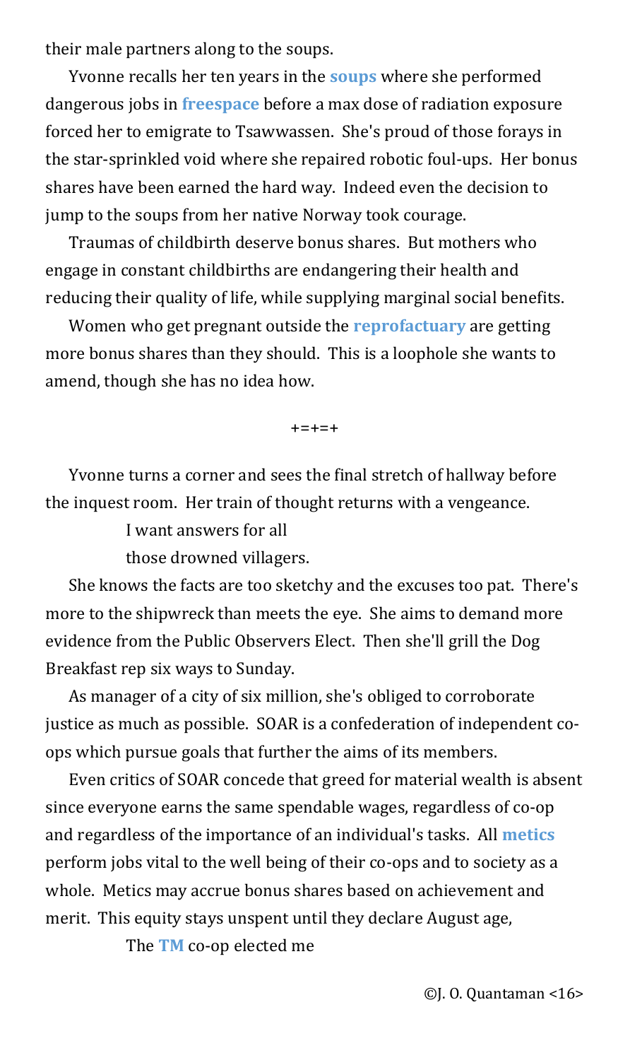their male partners along to the soups.

Yvonne recalls her ten years in the **soups** where she performed dangerous jobs in **freespace** before a max dose of radiation exposure forced her to emigrate to Tsawwassen. She's proud of those forays in the star-sprinkled void where she repaired robotic foul-ups. Her bonus shares have been earned the hard way. Indeed even the decision to jump to the soups from her native Norway took courage.

Traumas of childbirth deserve bonus shares. But mothers who engage in constant childbirths are endangering their health and reducing their quality of life, while supplying marginal social benefits.

Women who get pregnant outside the **reprofactuary** are getting more bonus shares than they should. This is a loophole she wants to amend, though she has no idea how.

+=+=+

Yvonne turns a corner and sees the final stretch of hallway before the inquest room. Her train of thought returns with a vengeance.

> I want answers for all
> those drowned villagers.

She knows the facts are too sketchy and the excuses too pat. There's more to the shipwreck than meets the eye. She aims to demand more evidence from the Public Observers Elect. Then she'll grill the Dog Breakfast rep six ways to Sunday.

As manager of a city of six million, she's obliged to corroborate justice as much as possible. SOAR is a confederation of independent co-ops which pursue goals that further the aims of its members.

Even critics of SOAR concede that greed for material wealth is absent since everyone earns the same spendable wages, regardless of co-op and regardless of the importance of an individual's tasks. All **metics** perform jobs vital to the well being of their co-ops and to society as a whole. Metics may accrue bonus shares based on achievement and merit. This equity stays unspent until they declare August age,

> The **TM** co-op elected me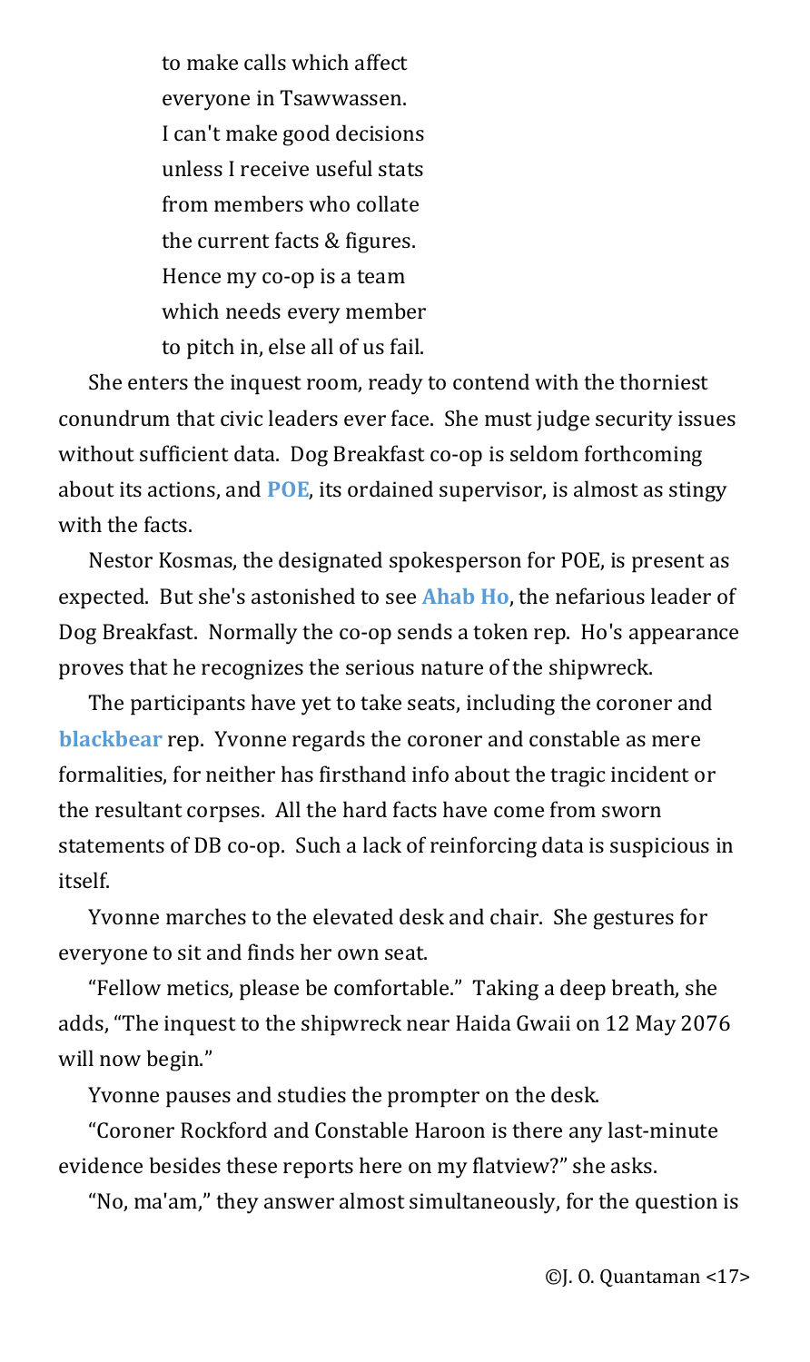to make calls which affect  
everyone in Tsawwassen.  
I can't make good decisions  
unless I receive useful stats  
from members who collate  
the current facts & figures.  
Hence my co-op is a team  
which needs every member  
to pitch in, else all of us fail.

She enters the inquest room, ready to contend with the thorniest conundrum that civic leaders ever face. She must judge security issues without sufficient data. Dog Breakfast co-op is seldom forthcoming about its actions, and **POE**, its ordained supervisor, is almost as stingy with the facts.

Nestor Kosmas, the designated spokesperson for POE, is present as expected. But she's astonished to see **Ahab Ho**, the nefarious leader of Dog Breakfast. Normally the co-op sends a token rep. Ho's appearance proves that he recognizes the serious nature of the shipwreck.

The participants have yet to take seats, including the coroner and **blackbear** rep. Yvonne regards the coroner and constable as mere formalities, for neither has firsthand info about the tragic incident or the resultant corpses. All the hard facts have come from sworn statements of DB co-op. Such a lack of reinforcing data is suspicious in itself.

Yvonne marches to the elevated desk and chair. She gestures for everyone to sit and finds her own seat.

"Fellow metics, please be comfortable." Taking a deep breath, she adds, "The inquest to the shipwreck near Haida Gwaii on 12 May 2076 will now begin."

Yvonne pauses and studies the prompter on the desk.

"Coroner Rockford and Constable Haroon is there any last-minute evidence besides these reports here on my flatview?" she asks.

"No, ma'am," they answer almost simultaneously, for the question is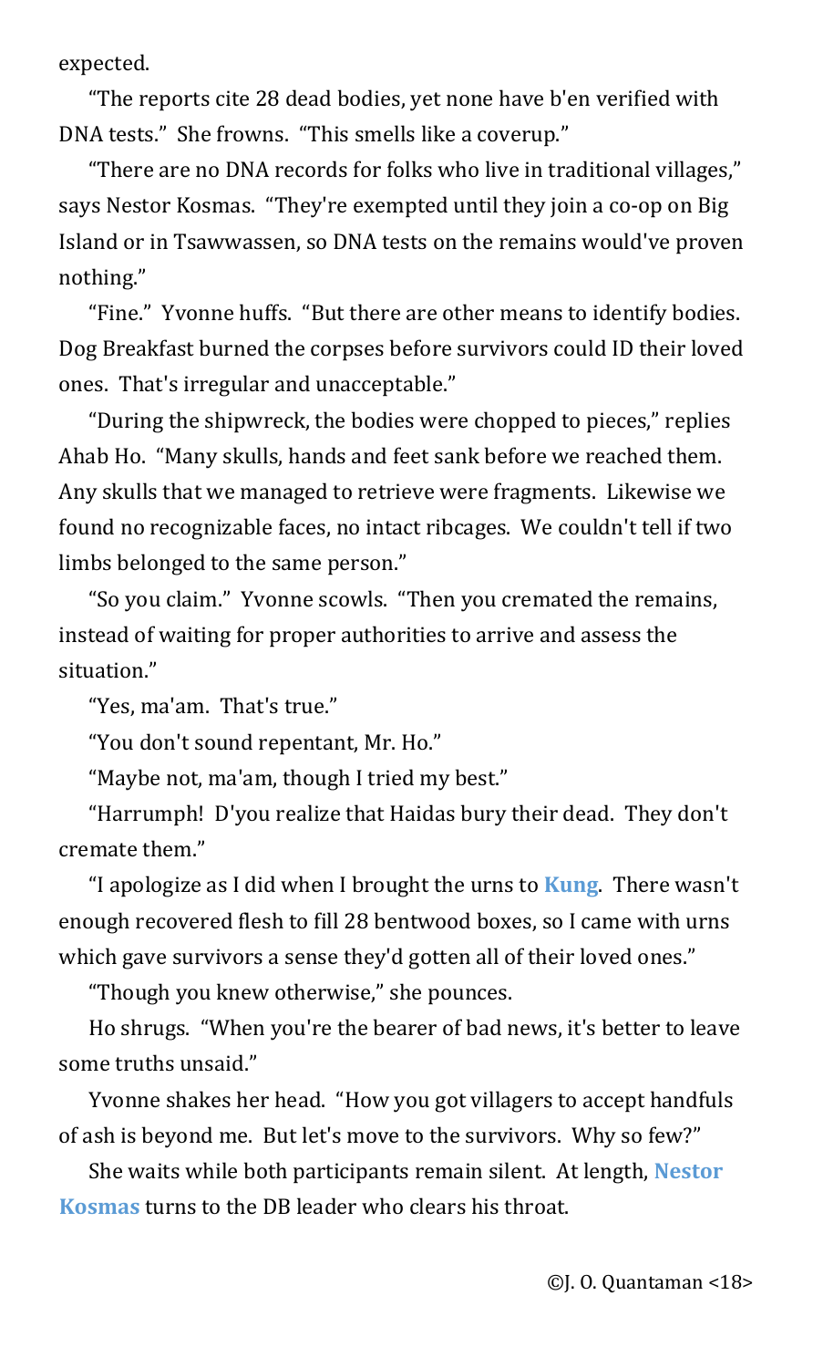expected.

"The reports cite 28 dead bodies, yet none have b'en verified with DNA tests." She frowns. "This smells like a coverup."

"There are no DNA records for folks who live in traditional villages," says Nestor Kosmas. "They're exempted until they join a co-op on Big Island or in Tsawwassen, so DNA tests on the remains would've proven nothing."

"Fine." Yvonne huffs. "But there are other means to identify bodies. Dog Breakfast burned the corpses before survivors could ID their loved ones. That's irregular and unacceptable."

"During the shipwreck, the bodies were chopped to pieces," replies Ahab Ho. "Many skulls, hands and feet sank before we reached them. Any skulls that we managed to retrieve were fragments. Likewise we found no recognizable faces, no intact ribcages. We couldn't tell if two limbs belonged to the same person."

"So you claim." Yvonne scowls. "Then you cremated the remains, instead of waiting for proper authorities to arrive and assess the situation."

"Yes, ma'am. That's true."

"You don't sound repentant, Mr. Ho."

"Maybe not, ma'am, though I tried my best."

"Harrumph! D'you realize that Haidas bury their dead. They don't cremate them."

"I apologize as I did when I brought the urns to **Kung**. There wasn't enough recovered flesh to fill 28 bentwood boxes, so I came with urns which gave survivors a sense they'd gotten all of their loved ones."

"Though you knew otherwise," she pounces.

Ho shrugs. "When you're the bearer of bad news, it's better to leave some truths unsaid."

Yvonne shakes her head. "How you got villagers to accept handfuls of ash is beyond me. But let's move to the survivors. Why so few?"

She waits while both participants remain silent. At length, **Nestor Kosmas** turns to the DB leader who clears his throat.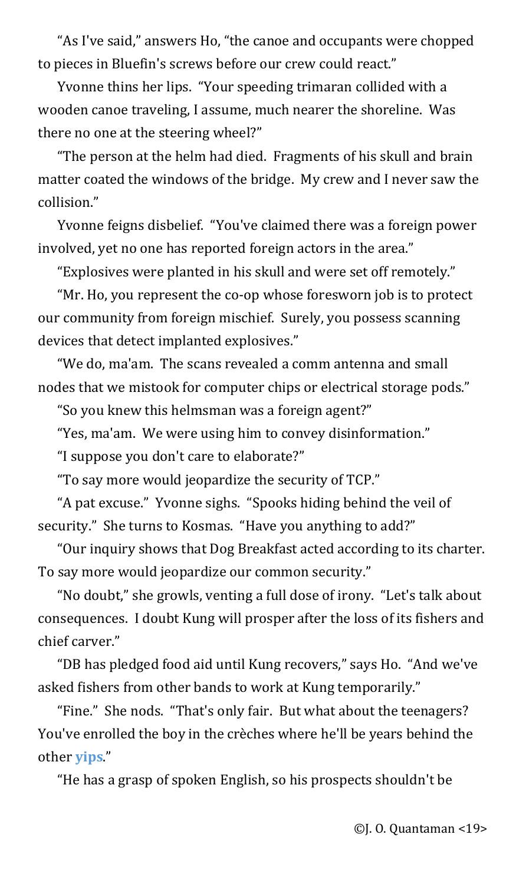"As I've said," answers Ho, "the canoe and occupants were chopped to pieces in Bluefin's screws before our crew could react."

Yvonne thins her lips. "Your speeding trimaran collided with a wooden canoe traveling, I assume, much nearer the shoreline. Was there no one at the steering wheel?"

"The person at the helm had died. Fragments of his skull and brain matter coated the windows of the bridge. My crew and I never saw the collision."

Yvonne feigns disbelief. "You've claimed there was a foreign power involved, yet no one has reported foreign actors in the area."

"Explosives were planted in his skull and were set off remotely."

"Mr. Ho, you represent the co-op whose foresworn job is to protect our community from foreign mischief. Surely, you possess scanning devices that detect implanted explosives."

"We do, ma'am. The scans revealed a comm antenna and small nodes that we mistook for computer chips or electrical storage pods."

"So you knew this helmsman was a foreign agent?"

"Yes, ma'am. We were using him to convey disinformation."

"I suppose you don't care to elaborate?"

"To say more would jeopardize the security of TCP."

"A pat excuse." Yvonne sighs. "Spooks hiding behind the veil of security." She turns to Kosmas. "Have you anything to add?"

"Our inquiry shows that Dog Breakfast acted according to its charter. To say more would jeopardize our common security."

"No doubt," she growls, venting a full dose of irony. "Let's talk about consequences. I doubt Kung will prosper after the loss of its fishers and chief carver."

"DB has pledged food aid until Kung recovers," says Ho. "And we've asked fishers from other bands to work at Kung temporarily."

"Fine." She nods. "That's only fair. But what about the teenagers? You've enrolled the boy in the crèches where he'll be years behind the other yips."

"He has a grasp of spoken English, so his prospects shouldn't be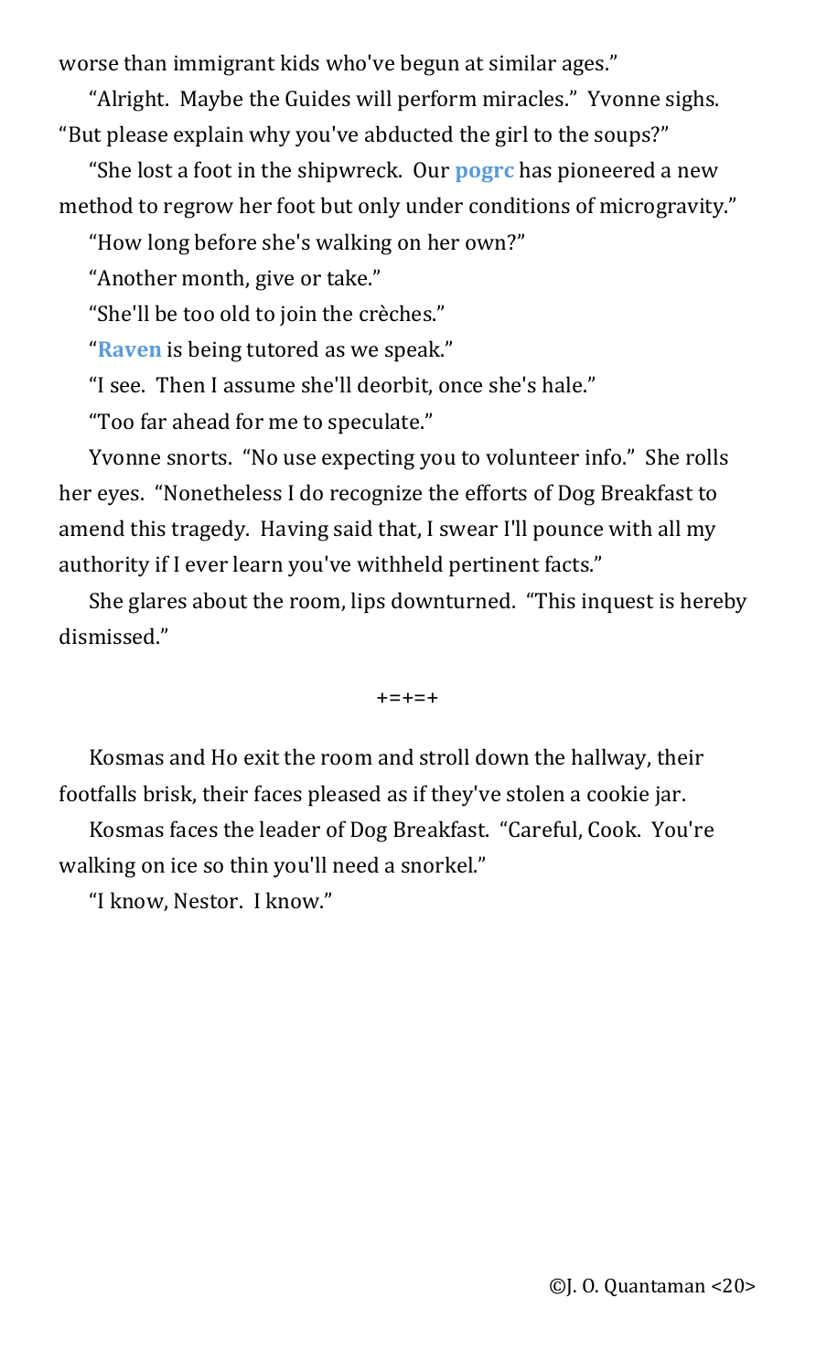worse than immigrant kids who've begun at similar ages."

"Alright. Maybe the Guides will perform miracles." Yvonne sighs. "But please explain why you've abducted the girl to the soups?"

"She lost a foot in the shipwreck. Our **pogrc** has pioneered a new method to regrow her foot but only under conditions of microgravity."

"How long before she's walking on her own?"

"Another month, give or take."

"She'll be too old to join the crèches."

"**Raven** is being tutored as we speak."

"I see. Then I assume she'll deorbit, once she's hale."

"Too far ahead for me to speculate."

Yvonne snorts. "No use expecting you to volunteer info." She rolls her eyes. "Nonetheless I do recognize the efforts of Dog Breakfast to amend this tragedy. Having said that, I swear I'll pounce with all my authority if I ever learn you've withheld pertinent facts."

She glares about the room, lips downturned. "This inquest is hereby dismissed."

+=+=+

Kosmas and Ho exit the room and stroll down the hallway, their footfalls brisk, their faces pleased as if they've stolen a cookie jar.

Kosmas faces the leader of Dog Breakfast. "Careful, Cook. You're walking on ice so thin you'll need a snorkel."

"I know, Nestor. I know."

©J. O. Quantaman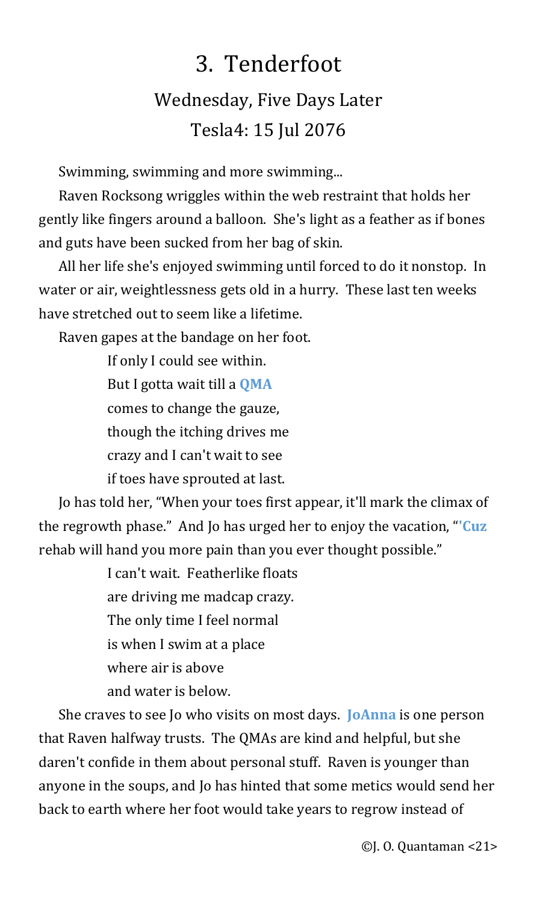# 3. Tenderfoot

## Wednesday, Five Days Later

## Tesla4: 15 Jul 2076

Swimming, swimming and more swimming...

Raven Rocksong wriggles within the web restraint that holds her gently like fingers around a balloon. She's light as a feather as if bones and guts have been sucked from her bag of skin.

All her life she's enjoyed swimming until forced to do it nonstop. In water or air, weightlessness gets old in a hurry. These last ten weeks have stretched out to seem like a lifetime.

Raven gapes at the bandage on her foot.

> If only I could see within.
> But I gotta wait till a QMA
> comes to change the gauze,
> though the itching drives me
> crazy and I can't wait to see
> if toes have sprouted at last.

Jo has told her, "When your toes first appear, it'll mark the climax of the regrowth phase." And Jo has urged her to enjoy the vacation, "'Cuz rehab will hand you more pain than you ever thought possible."

> I can't wait. Featherlike floats
> are driving me madcap crazy.
> The only time I feel normal
> is when I swim at a place
> where air is above
> and water is below.

She craves to see Jo who visits on most days. JoAnna is one person that Raven halfway trusts. The QMAs are kind and helpful, but she daren't confide in them about personal stuff. Raven is younger than anyone in the soups, and Jo has hinted that some metics would send her back to earth where her foot would take years to regrow instead of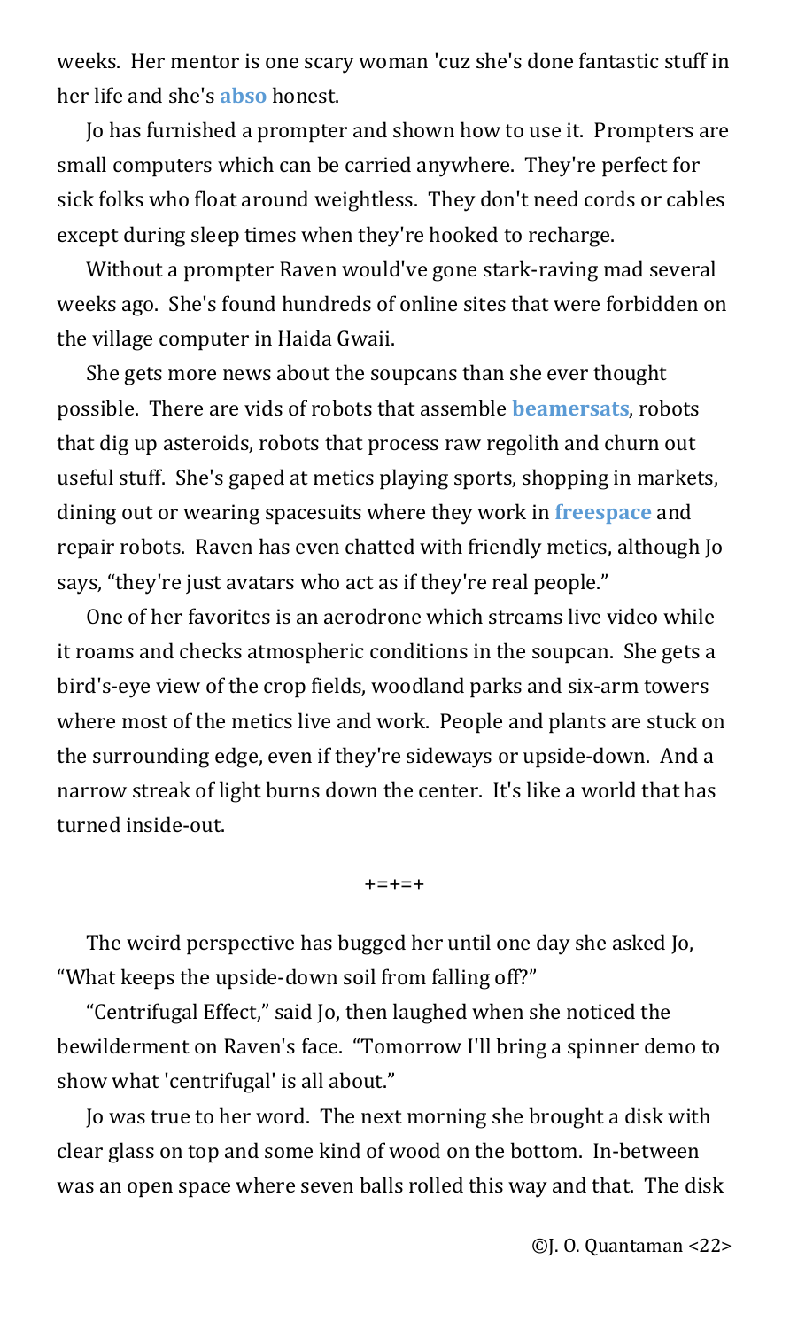weeks. Her mentor is one scary woman 'cuz she's done fantastic stuff in her life and she's **abso** honest.

Jo has furnished a prompter and shown how to use it. Prompters are small computers which can be carried anywhere. They're perfect for sick folks who float around weightless. They don't need cords or cables except during sleep times when they're hooked to recharge.

Without a prompter Raven would've gone stark-raving mad several weeks ago. She's found hundreds of online sites that were forbidden on the village computer in Haida Gwaii.

She gets more news about the soupcans than she ever thought possible. There are vids of robots that assemble **beamersats**, robots that dig up asteroids, robots that process raw regolith and churn out useful stuff. She's gaped at metics playing sports, shopping in markets, dining out or wearing spacesuits where they work in **freespace** and repair robots. Raven has even chatted with friendly metics, although Jo says, "they're just avatars who act as if they're real people."

One of her favorites is an aerodrone which streams live video while it roams and checks atmospheric conditions in the soupcan. She gets a bird's-eye view of the crop fields, woodland parks and six-arm towers where most of the metics live and work. People and plants are stuck on the surrounding edge, even if they're sideways or upside-down. And a narrow streak of light burns down the center. It's like a world that has turned inside-out.

+=+=+

The weird perspective has bugged her until one day she asked Jo, "What keeps the upside-down soil from falling off?"

"Centrifugal Effect," said Jo, then laughed when she noticed the bewilderment on Raven's face. "Tomorrow I'll bring a spinner demo to show what 'centrifugal' is all about."

Jo was true to her word. The next morning she brought a disk with clear glass on top and some kind of wood on the bottom. In-between was an open space where seven balls rolled this way and that. The disk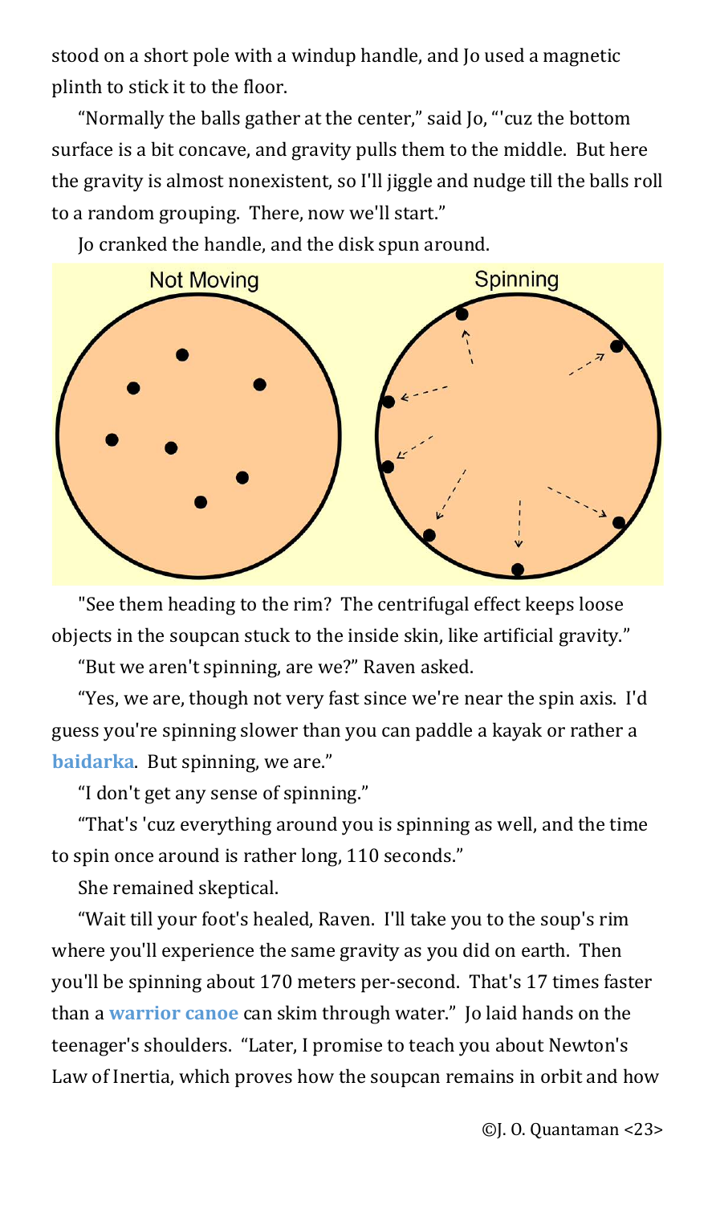stood on a short pole with a windup handle, and Jo used a magnetic plinth to stick it to the floor.

"Normally the balls gather at the center," said Jo, "'cuz the bottom surface is a bit concave, and gravity pulls them to the middle. But here the gravity is almost nonexistent, so I'll jiggle and nudge till the balls roll to a random grouping. There, now we'll start."

Jo cranked the handle, and the disk spun around.

Not Moving

Spinning

"See them heading to the rim? The centrifugal effect keeps loose objects in the soupcan stuck to the inside skin, like artificial gravity."

"But we aren't spinning, are we?" Raven asked.

"Yes, we are, though not very fast since we're near the spin axis. I'd guess you're spinning slower than you can paddle a kayak or rather a **baidarka**. But spinning, we are."

"I don't get any sense of spinning."

"That's 'cuz everything around you is spinning as well, and the time to spin once around is rather long, 110 seconds."

She remained skeptical.

"Wait till your foot's healed, Raven. I'll take you to the soup's rim where you'll experience the same gravity as you did on earth. Then you'll be spinning about 170 meters per-second. That's 17 times faster than a **warrior canoe** can skim through water." Jo laid hands on the teenager's shoulders. "Later, I promise to teach you about Newton's Law of Inertia, which proves how the soupcan remains in orbit and how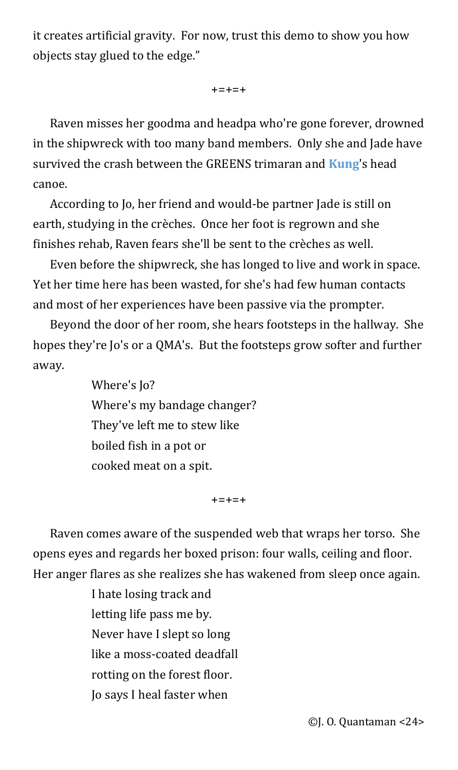it creates artificial gravity. For now, trust this demo to show you how objects stay glued to the edge."

+=+=+

Raven misses her goodma and headpa who're gone forever, drowned in the shipwreck with too many band members. Only she and Jade have survived the crash between the GREENS trimaran and **Kung**'s head canoe.

According to Jo, her friend and would-be partner Jade is still on earth, studying in the crèches. Once her foot is regrown and she finishes rehab, Raven fears she'll be sent to the crèches as well.

Even before the shipwreck, she has longed to live and work in space. Yet her time here has been wasted, for she's had few human contacts and most of her experiences have been passive via the prompter.

Beyond the door of her room, she hears footsteps in the hallway. She hopes they're Jo's or a QMA's. But the footsteps grow softer and further away.

> Where's Jo?
> Where's my bandage changer?
> They've left me to stew like
> boiled fish in a pot or
> cooked meat on a spit.

+=+=+

Raven comes aware of the suspended web that wraps her torso. She opens eyes and regards her boxed prison: four walls, ceiling and floor. Her anger flares as she realizes she has wakened from sleep once again.

> I hate losing track and
> letting life pass me by.
> Never have I slept so long
> like a moss-coated deadfall
> rotting on the forest floor.
> Jo says I heal faster when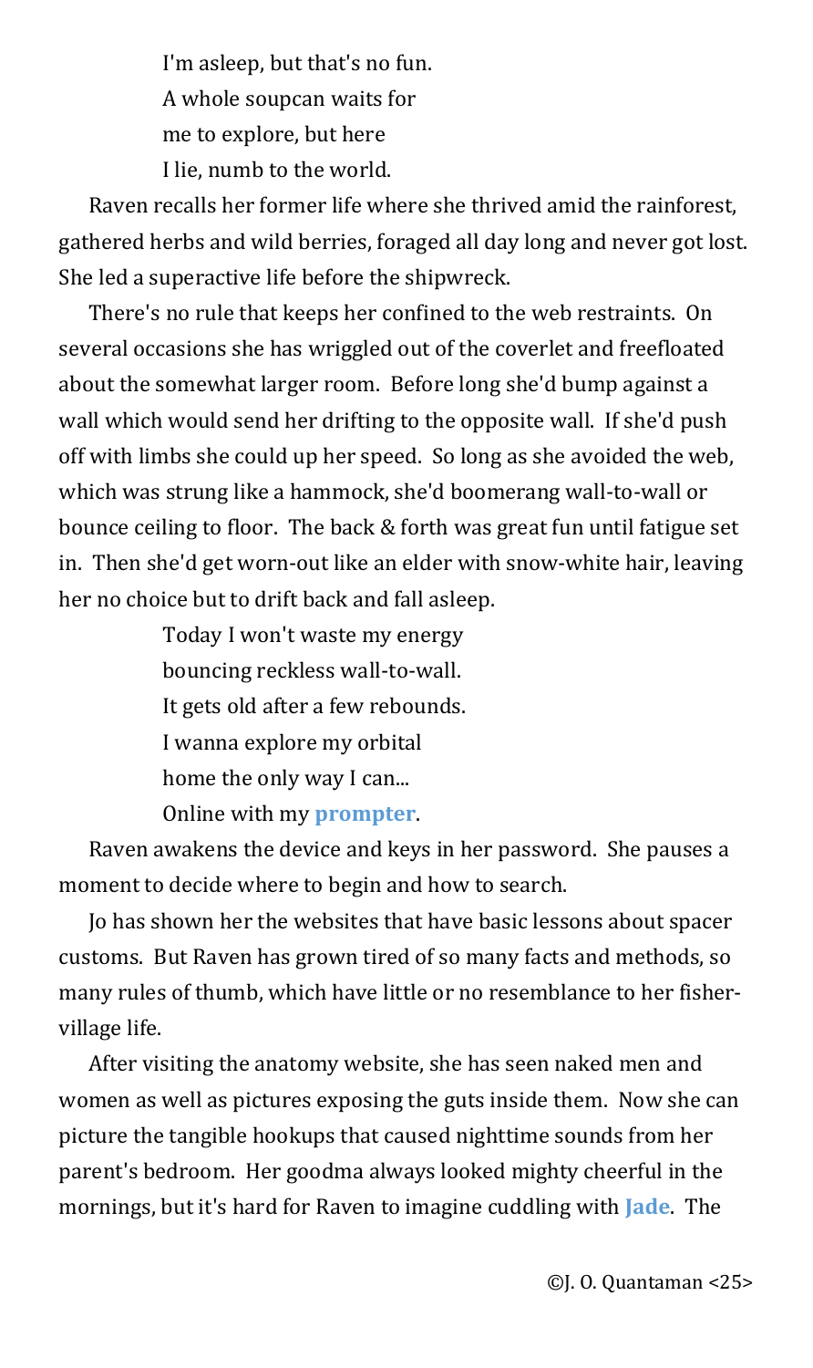I'm asleep, but that's no fun.  
A whole soupcan waits for  
me to explore, but here  
I lie, numb to the world.

Raven recalls her former life where she thrived amid the rainforest, gathered herbs and wild berries, foraged all day long and never got lost. She led a superactive life before the shipwreck.

There's no rule that keeps her confined to the web restraints. On several occasions she has wriggled out of the coverlet and freefloated about the somewhat larger room. Before long she'd bump against a wall which would send her drifting to the opposite wall. If she'd push off with limbs she could up her speed. So long as she avoided the web, which was strung like a hammock, she'd boomerang wall-to-wall or bounce ceiling to floor. The back & forth was great fun until fatigue set in. Then she'd get worn-out like an elder with snow-white hair, leaving her no choice but to drift back and fall asleep.

Today I won't waste my energy  
bouncing reckless wall-to-wall.  
It gets old after a few rebounds.  
I wanna explore my orbital  
home the only way I can...  
Online with my **prompter**.

Raven awakens the device and keys in her password. She pauses a moment to decide where to begin and how to search.

Jo has shown her the websites that have basic lessons about spacer customs. But Raven has grown tired of so many facts and methods, so many rules of thumb, which have little or no resemblance to her fisher-village life.

After visiting the anatomy website, she has seen naked men and women as well as pictures exposing the guts inside them. Now she can picture the tangible hookups that caused nighttime sounds from her parent's bedroom. Her goodma always looked mighty cheerful in the mornings, but it's hard for Raven to imagine cuddling with **Jade**. The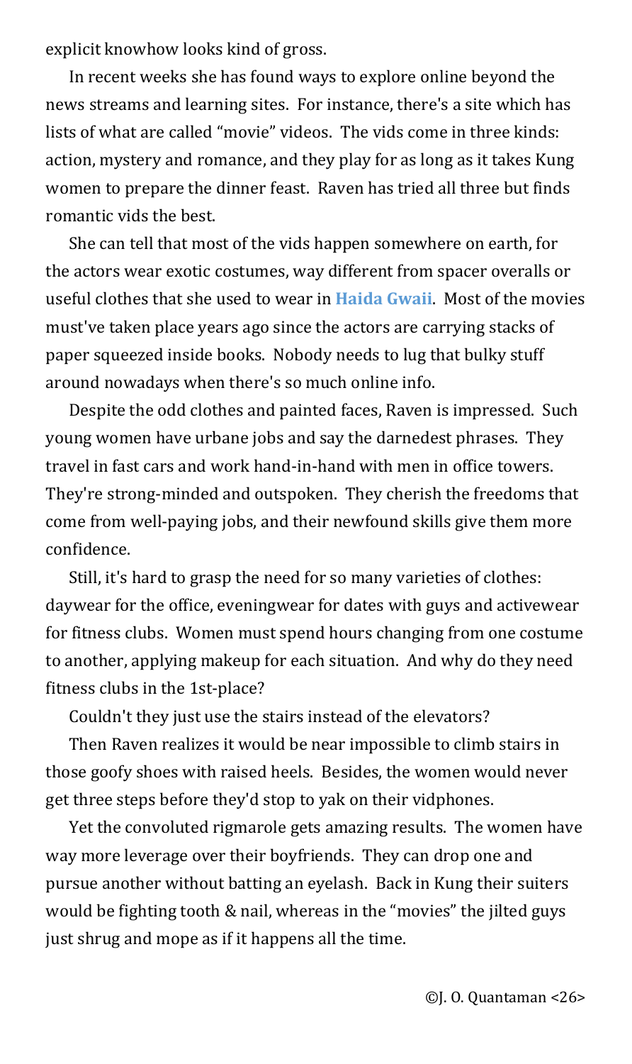explicit knowhow looks kind of gross.

In recent weeks she has found ways to explore online beyond the news streams and learning sites. For instance, there's a site which has lists of what are called "movie" videos. The vids come in three kinds: action, mystery and romance, and they play for as long as it takes Kung women to prepare the dinner feast. Raven has tried all three but finds romantic vids the best.

She can tell that most of the vids happen somewhere on earth, for the actors wear exotic costumes, way different from spacer overalls or useful clothes that she used to wear in **Haida Gwaii**. Most of the movies must've taken place years ago since the actors are carrying stacks of paper squeezed inside books. Nobody needs to lug that bulky stuff around nowadays when there's so much online info.

Despite the odd clothes and painted faces, Raven is impressed. Such young women have urbane jobs and say the darnedest phrases. They travel in fast cars and work hand-in-hand with men in office towers. They're strong-minded and outspoken. They cherish the freedoms that come from well-paying jobs, and their newfound skills give them more confidence.

Still, it's hard to grasp the need for so many varieties of clothes: daywear for the office, eveningwear for dates with guys and activewear for fitness clubs. Women must spend hours changing from one costume to another, applying makeup for each situation. And why do they need fitness clubs in the 1st-place?

Couldn't they just use the stairs instead of the elevators?

Then Raven realizes it would be near impossible to climb stairs in those goofy shoes with raised heels. Besides, the women would never get three steps before they'd stop to yak on their vidphones.

Yet the convoluted rigmarole gets amazing results. The women have way more leverage over their boyfriends. They can drop one and pursue another without batting an eyelash. Back in Kung their suiters would be fighting tooth & nail, whereas in the "movies" the jilted guys just shrug and mope as if it happens all the time.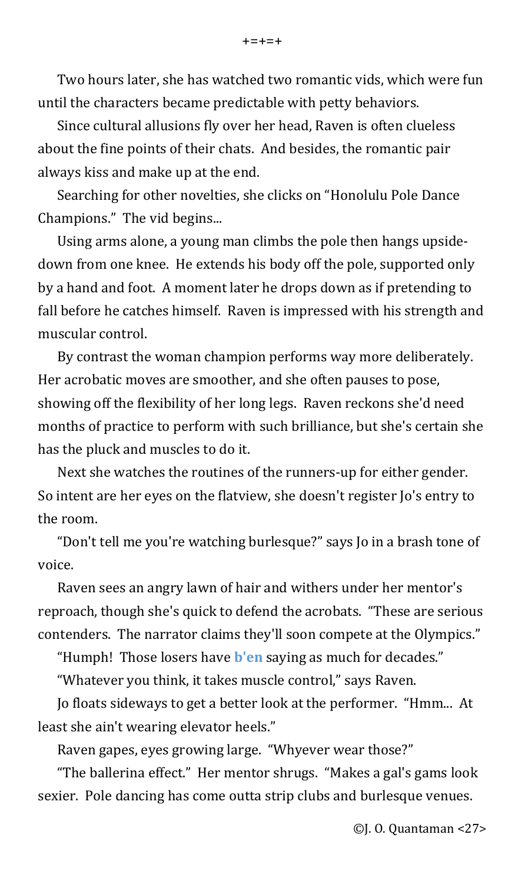+=+=+

Two hours later, she has watched two romantic vids, which were fun until the characters became predictable with petty behaviors.

Since cultural allusions fly over her head, Raven is often clueless about the fine points of their chats. And besides, the romantic pair always kiss and make up at the end.

Searching for other novelties, she clicks on “Honolulu Pole Dance Champions.” The vid begins...

Using arms alone, a young man climbs the pole then hangs upside-down from one knee. He extends his body off the pole, supported only by a hand and foot. A moment later he drops down as if pretending to fall before he catches himself. Raven is impressed with his strength and muscular control.

By contrast the woman champion performs way more deliberately. Her acrobatic moves are smoother, and she often pauses to pose, showing off the flexibility of her long legs. Raven reckons she'd need months of practice to perform with such brilliance, but she's certain she has the pluck and muscles to do it.

Next she watches the routines of the runners-up for either gender. So intent are her eyes on the flatview, she doesn't register Jo's entry to the room.

“Don't tell me you're watching burlesque?” says Jo in a brash tone of voice.

Raven sees an angry lawn of hair and withers under her mentor's reproach, though she's quick to defend the acrobats. “These are serious contenders. The narrator claims they'll soon compete at the Olympics.”

“Humph! Those losers have **b'en** saying as much for decades.”

“Whatever you think, it takes muscle control,” says Raven.

Jo floats sideways to get a better look at the performer. “Hmm... At least she ain't wearing elevator heels.”

Raven gapes, eyes growing large. “Whyever wear those?”

“The ballerina effect.” Her mentor shrugs. “Makes a gal's gams look sexier. Pole dancing has come outta strip clubs and burlesque venues.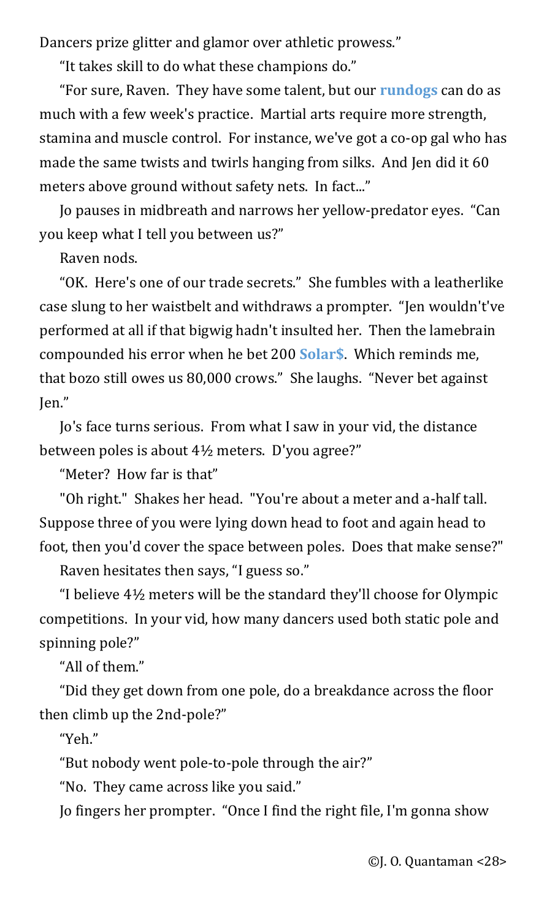Dancers prize glitter and glamor over athletic prowess."

"It takes skill to do what these champions do."

"For sure, Raven. They have some talent, but our **rundogs** can do as much with a few week's practice. Martial arts require more strength, stamina and muscle control. For instance, we've got a co-op gal who has made the same twists and twirls hanging from silks. And Jen did it 60 meters above ground without safety nets. In fact..."

Jo pauses in midbreath and narrows her yellow-predator eyes. "Can you keep what I tell you between us?"

Raven nods.

"OK. Here's one of our trade secrets." She fumbles with a leatherlike case slung to her waistbelt and withdraws a prompter. "Jen wouldn't've performed at all if that bigwig hadn't insulted her. Then the lamebrain compounded his error when he bet 200 **Solar$**. Which reminds me, that bozo still owes us 80,000 crows." She laughs. "Never bet against Jen."

Jo's face turns serious. From what I saw in your vid, the distance between poles is about 4½ meters. D'you agree?"

"Meter? How far is that"

"Oh right." Shakes her head. "You're about a meter and a-half tall. Suppose three of you were lying down head to foot and again head to foot, then you'd cover the space between poles. Does that make sense?"

Raven hesitates then says, "I guess so."

"I believe 4½ meters will be the standard they'll choose for Olympic competitions. In your vid, how many dancers used both static pole and spinning pole?"

"All of them."

"Did they get down from one pole, do a breakdance across the floor then climb up the 2nd-pole?"

"Yeh."

"But nobody went pole-to-pole through the air?"

"No. They came across like you said."

Jo fingers her prompter. "Once I find the right file, I'm gonna show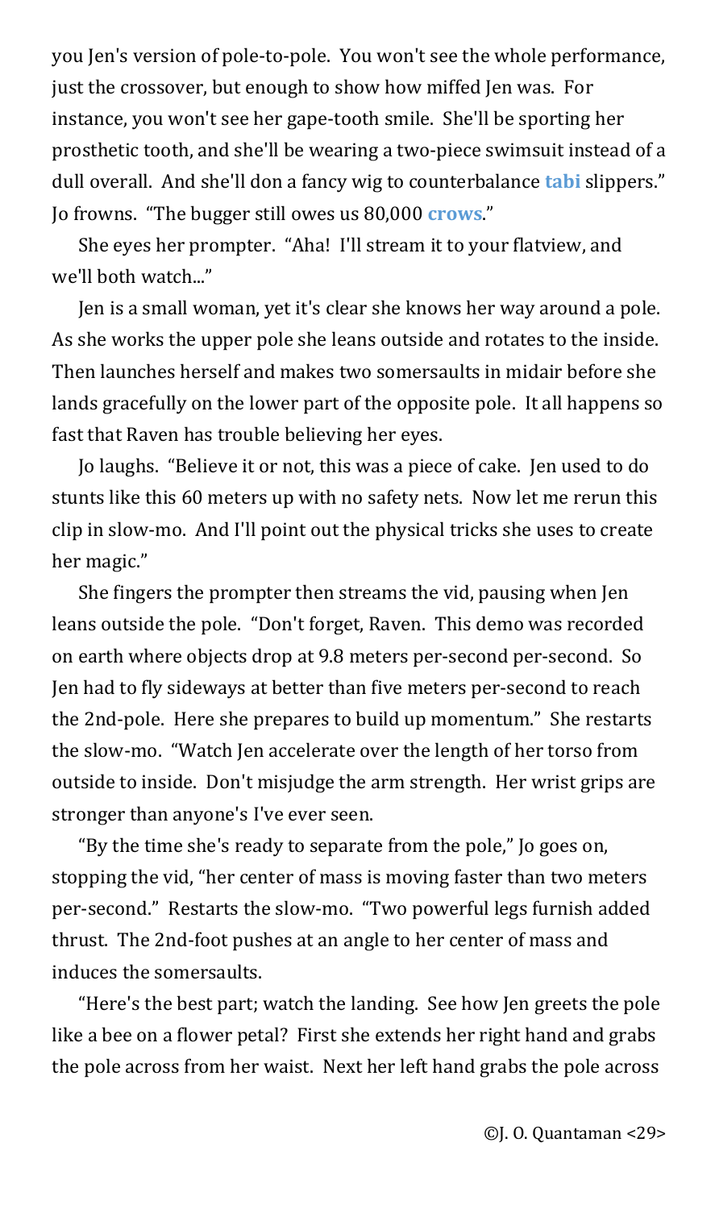you Jen's version of pole-to-pole. You won't see the whole performance, just the crossover, but enough to show how miffed Jen was. For instance, you won't see her gape-tooth smile. She'll be sporting her prosthetic tooth, and she'll be wearing a two-piece swimsuit instead of a dull overall. And she'll don a fancy wig to counterbalance **tabi** slippers." Jo frowns. "The bugger still owes us 80,000 **crows**."

She eyes her prompter. "Aha! I'll stream it to your flatview, and we'll both watch..."

Jen is a small woman, yet it's clear she knows her way around a pole. As she works the upper pole she leans outside and rotates to the inside. Then launches herself and makes two somersaults in midair before she lands gracefully on the lower part of the opposite pole. It all happens so fast that Raven has trouble believing her eyes.

Jo laughs. "Believe it or not, this was a piece of cake. Jen used to do stunts like this 60 meters up with no safety nets. Now let me rerun this clip in slow-mo. And I'll point out the physical tricks she uses to create her magic."

She fingers the prompter then streams the vid, pausing when Jen leans outside the pole. "Don't forget, Raven. This demo was recorded on earth where objects drop at 9.8 meters per-second per-second. So Jen had to fly sideways at better than five meters per-second to reach the 2nd-pole. Here she prepares to build up momentum." She restarts the slow-mo. "Watch Jen accelerate over the length of her torso from outside to inside. Don't misjudge the arm strength. Her wrist grips are stronger than anyone's I've ever seen.

"By the time she's ready to separate from the pole," Jo goes on, stopping the vid, "her center of mass is moving faster than two meters per-second." Restarts the slow-mo. "Two powerful legs furnish added thrust. The 2nd-foot pushes at an angle to her center of mass and induces the somersaults.

"Here's the best part; watch the landing. See how Jen greets the pole like a bee on a flower petal? First she extends her right hand and grabs the pole across from her waist. Next her left hand grabs the pole across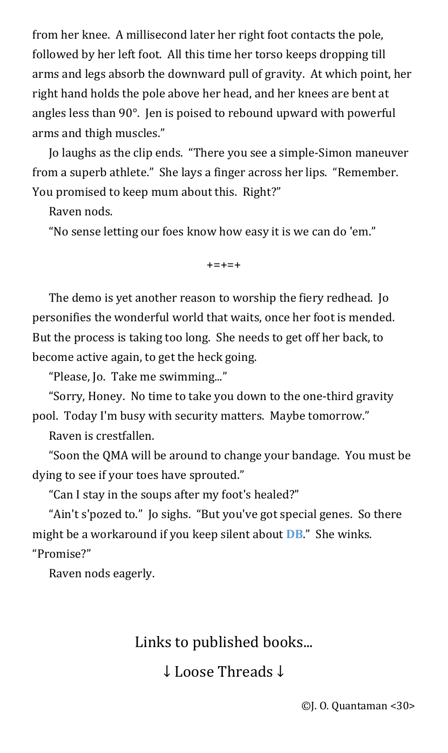from her knee. A millisecond later her right foot contacts the pole, followed by her left foot. All this time her torso keeps dropping till arms and legs absorb the downward pull of gravity. At which point, her right hand holds the pole above her head, and her knees are bent at angles less than 90°. Jen is poised to rebound upward with powerful arms and thigh muscles."

Jo laughs as the clip ends. "There you see a simple-Simon maneuver from a superb athlete." She lays a finger across her lips. "Remember. You promised to keep mum about this. Right?"

Raven nods.

"No sense letting our foes know how easy it is we can do 'em."

+=+=+

The demo is yet another reason to worship the fiery redhead. Jo personifies the wonderful world that waits, once her foot is mended. But the process is taking too long. She needs to get off her back, to become active again, to get the heck going.

"Please, Jo. Take me swimming..."

"Sorry, Honey. No time to take you down to the one-third gravity pool. Today I'm busy with security matters. Maybe tomorrow."

Raven is crestfallen.

"Soon the QMA will be around to change your bandage. You must be dying to see if your toes have sprouted."

"Can I stay in the soups after my foot's healed?"

"Ain't s'pozed to." Jo sighs. "But you've got special genes. So there might be a workaround if you keep silent about **DB**." She winks. "Promise?"

Raven nods eagerly.

Links to published books...

↓ Loose Threads ↓

©J. O. Quantaman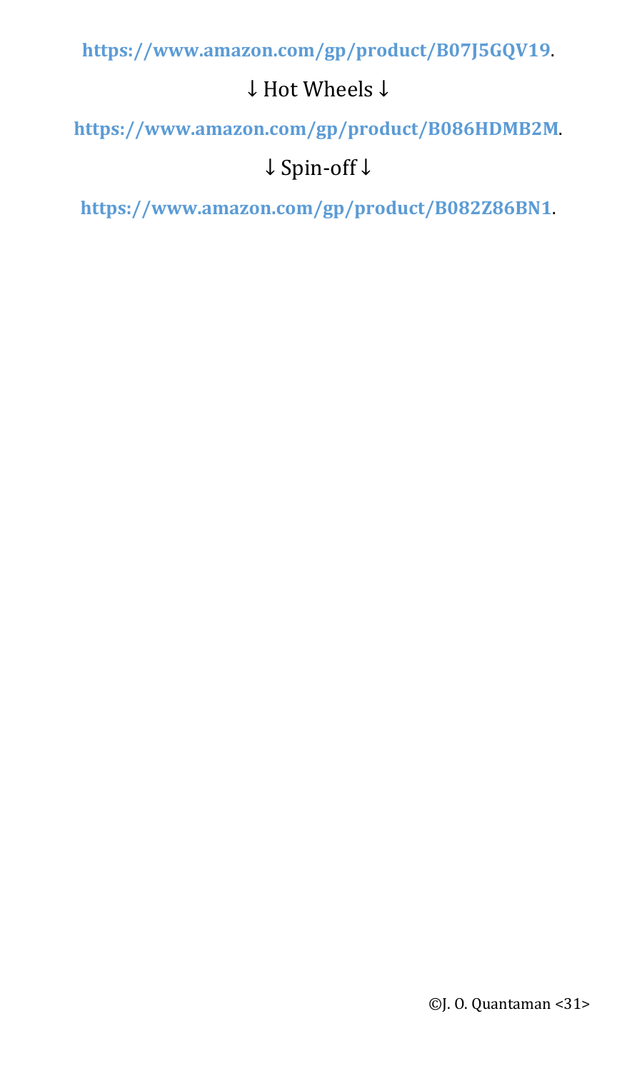https://www.amazon.com/gp/product/B07J5GQV19.

↓ Hot Wheels ↓

https://www.amazon.com/gp/product/B086HDMB2M.

↓ Spin-off ↓

https://www.amazon.com/gp/product/B082Z86BN1.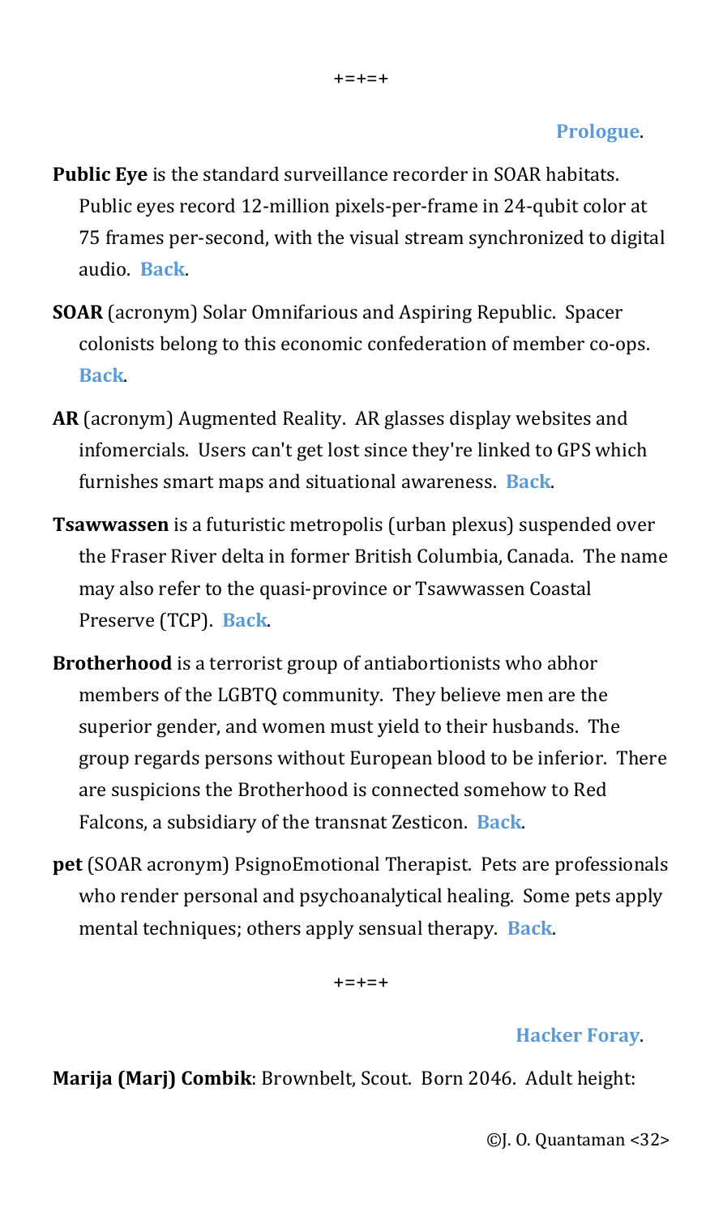+=+=+

Prologue.

**Public Eye** is the standard surveillance recorder in SOAR habitats. Public eyes record 12-million pixels-per-frame in 24-qubit color at 75 frames per-second, with the visual stream synchronized to digital audio. Back.

**SOAR** (acronym) Solar Omnifarious and Aspiring Republic. Spacer colonists belong to this economic confederation of member co-ops. Back.

**AR** (acronym) Augmented Reality. AR glasses display websites and infomercials. Users can't get lost since they're linked to GPS which furnishes smart maps and situational awareness. Back.

**Tsawwassen** is a futuristic metropolis (urban plexus) suspended over the Fraser River delta in former British Columbia, Canada. The name may also refer to the quasi-province or Tsawwassen Coastal Preserve (TCP). Back.

**Brotherhood** is a terrorist group of antiabortionists who abhor members of the LGBTQ community. They believe men are the superior gender, and women must yield to their husbands. The group regards persons without European blood to be inferior. There are suspicions the Brotherhood is connected somehow to Red Falcons, a subsidiary of the transnat Zesticon. Back.

**pet** (SOAR acronym) PsignoEmotional Therapist. Pets are professionals who render personal and psychoanalytical healing. Some pets apply mental techniques; others apply sensual therapy. Back.

+=+=+

Hacker Foray.

**Marija (Marj) Combik**: Brownbelt, Scout. Born 2046. Adult height: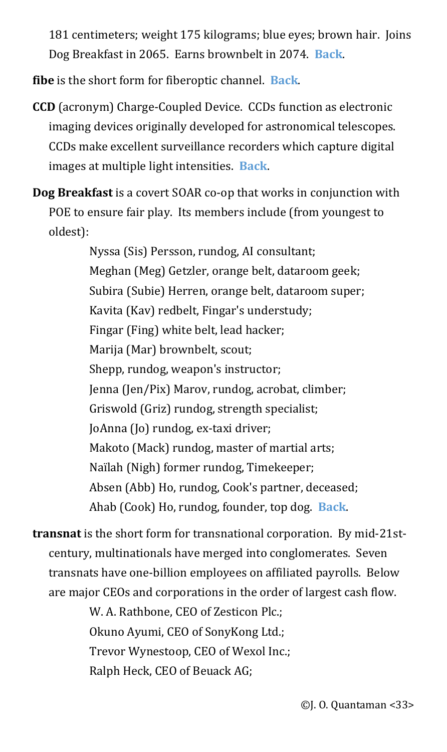181 centimeters; weight 175 kilograms; blue eyes; brown hair. Joins Dog Breakfast in 2065. Earns brownbelt in 2074. **Back**.

**fibe** is the short form for fiberoptic channel. **Back**.

**CCD** (acronym) Charge-Coupled Device. CCDs function as electronic imaging devices originally developed for astronomical telescopes. CCDs make excellent surveillance recorders which capture digital images at multiple light intensities. **Back**.

**Dog Breakfast** is a covert SOAR co-op that works in conjunction with POE to ensure fair play. Its members include (from youngest to oldest):

> Nyssa (Sis) Persson, rundog, AI consultant;
> Meghan (Meg) Getzler, orange belt, dataroom geek;
> Subira (Subie) Herren, orange belt, dataroom super;
> Kavita (Kav) redbelt, Fingar's understudy;
> Fingar (Fing) white belt, lead hacker;
> Marija (Mar) brownbelt, scout;
> Shepp, rundog, weapon's instructor;
> Jenna (Jen/Pix) Marov, rundog, acrobat, climber;
> Griswold (Griz) rundog, strength specialist;
> JoAnna (Jo) rundog, ex-taxi driver;
> Makoto (Mack) rundog, master of martial arts;
> Naïlah (Nigh) former rundog, Timekeeper;
> Absen (Abb) Ho, rundog, Cook's partner, deceased;
> Ahab (Cook) Ho, rundog, founder, top dog. **Back**.

**transnat** is the short form for transnational corporation. By mid-21st-century, multinationals have merged into conglomerates. Seven transnats have one-billion employees on affiliated payrolls. Below are major CEOs and corporations in the order of largest cash flow.

> W. A. Rathbone, CEO of Zesticon Plc.;
> Okuno Ayumi, CEO of SonyKong Ltd.;
> Trevor Wynestoop, CEO of Wexol Inc.;
> Ralph Heck, CEO of Beuack AG;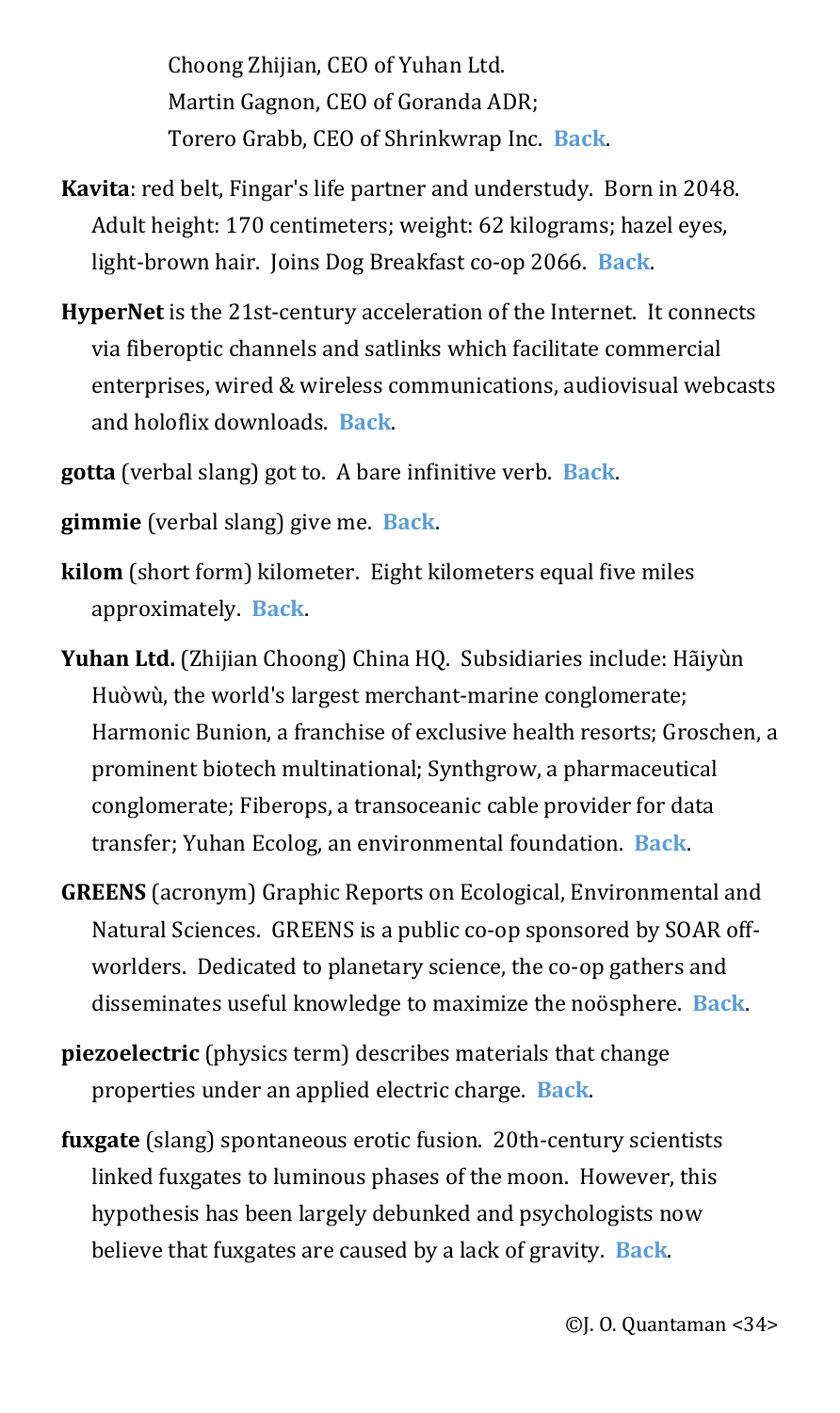Choong Zhijian, CEO of Yuhan Ltd.
Martin Gagnon, CEO of Goranda ADR;
Torero Grabb, CEO of Shrinkwrap Inc. **Back**.

**Kavita**: red belt, Fingar's life partner and understudy. Born in 2048. Adult height: 170 centimeters; weight: 62 kilograms; hazel eyes, light-brown hair. Joins Dog Breakfast co-op 2066. **Back**.

**HyperNet** is the 21st-century acceleration of the Internet. It connects via fiberoptic channels and satlinks which facilitate commercial enterprises, wired & wireless communications, audiovisual webcasts and holoflix downloads. **Back**.

**gotta** (verbal slang) got to. A bare infinitive verb. **Back**.

**gimmie** (verbal slang) give me. **Back**.

**kilom** (short form) kilometer. Eight kilometers equal five miles approximately. **Back**.

**Yuhan Ltd.** (Zhijian Choong) China HQ. Subsidiaries include: Hãiyùn Huòwù, the world's largest merchant-marine conglomerate; Harmonic Bunion, a franchise of exclusive health resorts; Groschen, a prominent biotech multinational; Synthgrow, a pharmaceutical conglomerate; Fiberops, a transoceanic cable provider for data transfer; Yuhan Ecolog, an environmental foundation. **Back**.

**GREENS** (acronym) Graphic Reports on Ecological, Environmental and Natural Sciences. GREENS is a public co-op sponsored by SOAR off-worlders. Dedicated to planetary science, the co-op gathers and disseminates useful knowledge to maximize the noösphere. **Back**.

**piezoelectric** (physics term) describes materials that change properties under an applied electric charge. **Back**.

**fuxgate** (slang) spontaneous erotic fusion. 20th-century scientists linked fuxgates to luminous phases of the moon. However, this hypothesis has been largely debunked and psychologists now believe that fuxgates are caused by a lack of gravity. **Back**.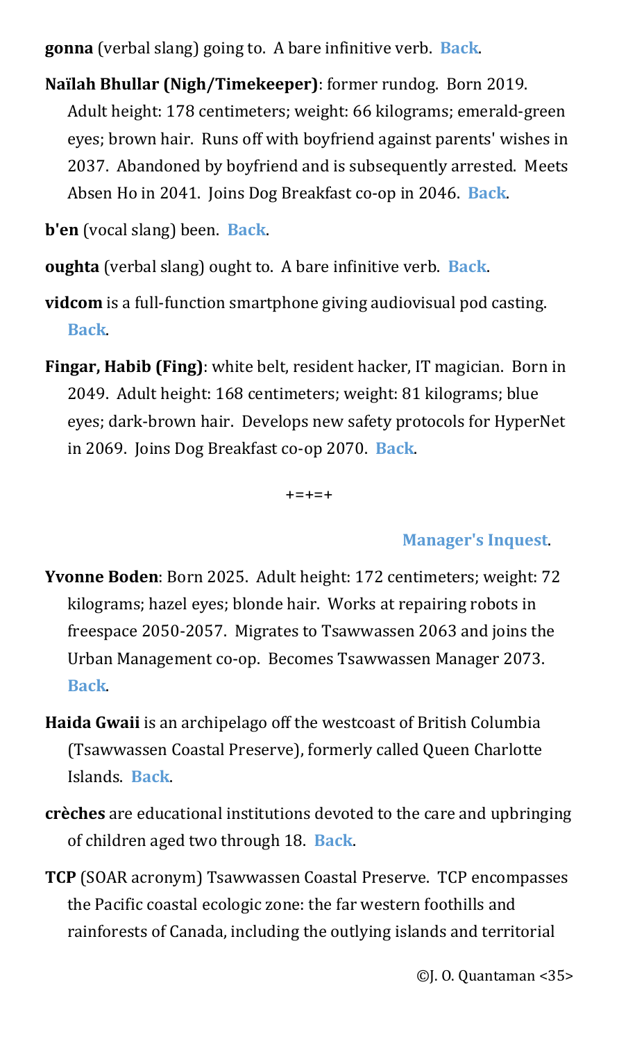**gonna** (verbal slang) going to. A bare infinitive verb. **Back**.

**Naïlah Bhullar (Nigh/Timekeeper)**: former rundog. Born 2019. Adult height: 178 centimeters; weight: 66 kilograms; emerald-green eyes; brown hair. Runs off with boyfriend against parents' wishes in 2037. Abandoned by boyfriend and is subsequently arrested. Meets Absen Ho in 2041. Joins Dog Breakfast co-op in 2046. **Back**.

**b'en** (vocal slang) been. **Back**.

**oughta** (verbal slang) ought to. A bare infinitive verb. **Back**.

**vidcom** is a full-function smartphone giving audiovisual pod casting. **Back**.

**Fingar, Habib (Fing)**: white belt, resident hacker, IT magician. Born in 2049. Adult height: 168 centimeters; weight: 81 kilograms; blue eyes; dark-brown hair. Develops new safety protocols for HyperNet in 2069. Joins Dog Breakfast co-op 2070. **Back**.

+=+=+

**Manager's Inquest**.

**Yvonne Boden**: Born 2025. Adult height: 172 centimeters; weight: 72 kilograms; hazel eyes; blonde hair. Works at repairing robots in freespace 2050-2057. Migrates to Tsawwassen 2063 and joins the Urban Management co-op. Becomes Tsawwassen Manager 2073. **Back**.

**Haida Gwaii** is an archipelago off the westcoast of British Columbia (Tsawwassen Coastal Preserve), formerly called Queen Charlotte Islands. **Back**.

**crèches** are educational institutions devoted to the care and upbringing of children aged two through 18. **Back**.

**TCP** (SOAR acronym) Tsawwassen Coastal Preserve. TCP encompasses the Pacific coastal ecologic zone: the far western foothills and rainforests of Canada, including the outlying islands and territorial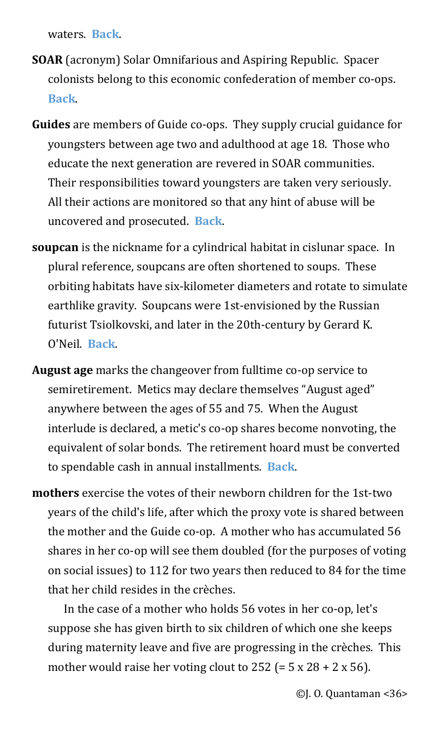waters. **Back**.

**SOAR** (acronym) Solar Omnifarious and Aspiring Republic. Spacer colonists belong to this economic confederation of member co-ops. **Back**.

**Guides** are members of Guide co-ops. They supply crucial guidance for youngsters between age two and adulthood at age 18. Those who educate the next generation are revered in SOAR communities. Their responsibilities toward youngsters are taken very seriously. All their actions are monitored so that any hint of abuse will be uncovered and prosecuted. **Back**.

**soupcan** is the nickname for a cylindrical habitat in cislunar space. In plural reference, soupcans are often shortened to soups. These orbiting habitats have six-kilometer diameters and rotate to simulate earthlike gravity. Soupcans were 1st-envisioned by the Russian futurist Tsiolkovski, and later in the 20th-century by Gerard K. O'Neil. **Back**.

**August age** marks the changeover from fulltime co-op service to semiretirement. Metics may declare themselves "August aged" anywhere between the ages of 55 and 75. When the August interlude is declared, a metic's co-op shares become nonvoting, the equivalent of solar bonds. The retirement hoard must be converted to spendable cash in annual installments. **Back**.

**mothers** exercise the votes of their newborn children for the 1st-two years of the child's life, after which the proxy vote is shared between the mother and the Guide co-op. A mother who has accumulated 56 shares in her co-op will see them doubled (for the purposes of voting on social issues) to 112 for two years then reduced to 84 for the time that her child resides in the crèches.

In the case of a mother who holds 56 votes in her co-op, let's suppose she has given birth to six children of which one she keeps during maternity leave and five are progressing in the crèches. This mother would raise her voting clout to 252 (= 5 x 28 + 2 x 56).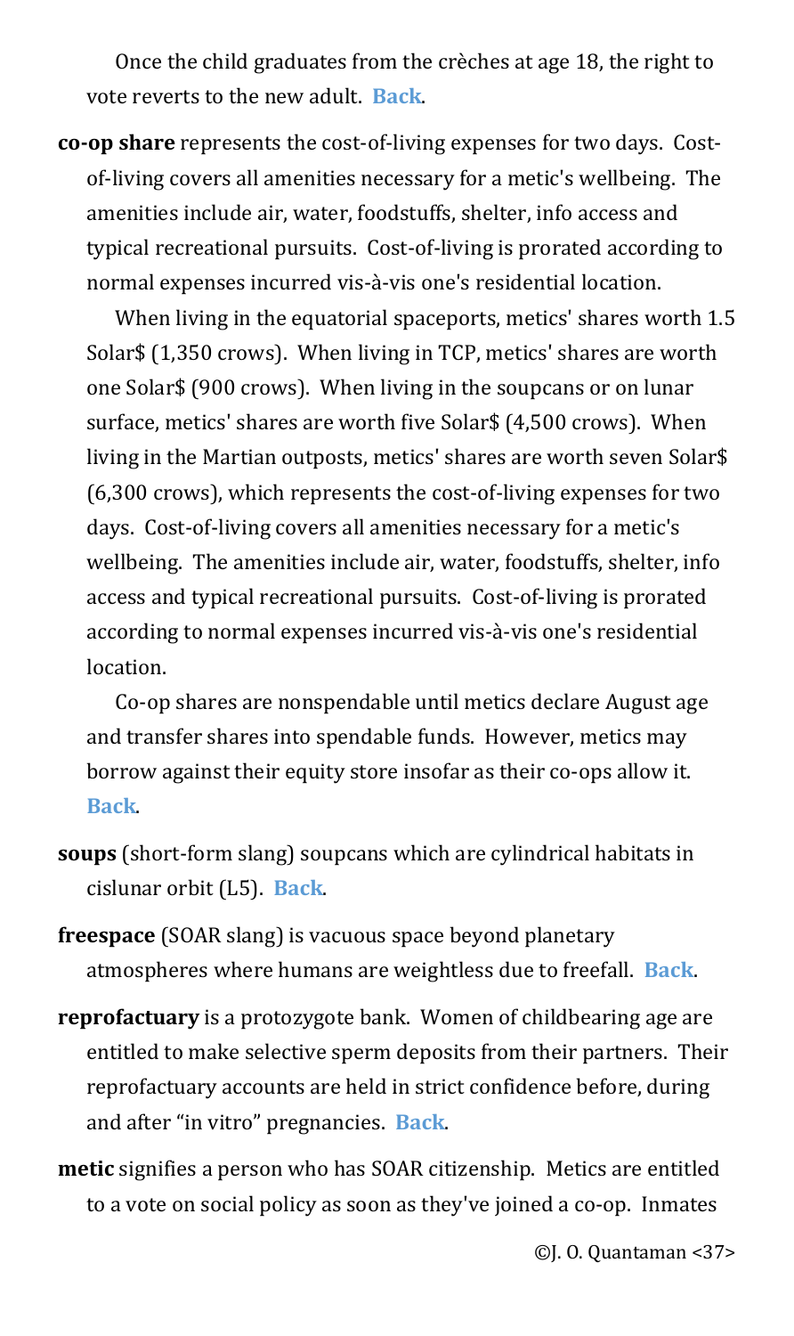Once the child graduates from the crèches at age 18, the right to vote reverts to the new adult. **Back**.

**co-op share** represents the cost-of-living expenses for two days. Cost-of-living covers all amenities necessary for a metic's wellbeing. The amenities include air, water, foodstuffs, shelter, info access and typical recreational pursuits. Cost-of-living is prorated according to normal expenses incurred vis-à-vis one's residential location.

When living in the equatorial spaceports, metics' shares worth 1.5 Solar$ (1,350 crows). When living in TCP, metics' shares are worth one Solar$ (900 crows). When living in the soupcans or on lunar surface, metics' shares are worth five Solar$ (4,500 crows). When living in the Martian outposts, metics' shares are worth seven Solar$ (6,300 crows), which represents the cost-of-living expenses for two days. Cost-of-living covers all amenities necessary for a metic's wellbeing. The amenities include air, water, foodstuffs, shelter, info access and typical recreational pursuits. Cost-of-living is prorated according to normal expenses incurred vis-à-vis one's residential location.

Co-op shares are nonspendable until metics declare August age and transfer shares into spendable funds. However, metics may borrow against their equity store insofar as their co-ops allow it. **Back**.

**soups** (short-form slang) soupcans which are cylindrical habitats in cislunar orbit (L5). **Back**.

**freespace** (SOAR slang) is vacuous space beyond planetary atmospheres where humans are weightless due to freefall. **Back**.

**reprofactuary** is a protozygote bank. Women of childbearing age are entitled to make selective sperm deposits from their partners. Their reprofactuary accounts are held in strict confidence before, during and after "in vitro" pregnancies. **Back**.

**metic** signifies a person who has SOAR citizenship. Metics are entitled to a vote on social policy as soon as they've joined a co-op. Inmates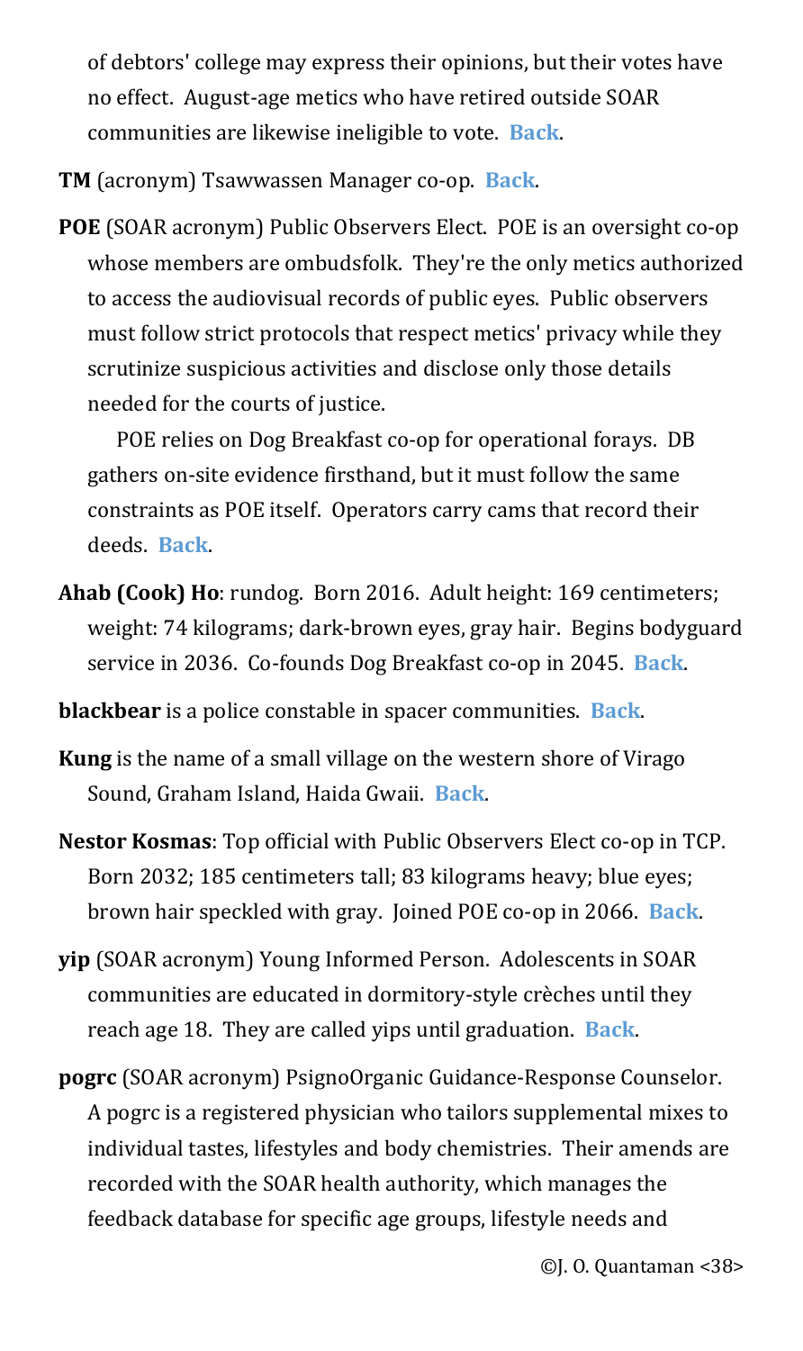of debtors' college may express their opinions, but their votes have no effect. August-age metics who have retired outside SOAR communities are likewise ineligible to vote. **Back**.

**TM** (acronym) Tsawwassen Manager co-op. **Back**.

**POE** (SOAR acronym) Public Observers Elect. POE is an oversight co-op whose members are ombudsfolk. They're the only metics authorized to access the audiovisual records of public eyes. Public observers must follow strict protocols that respect metics' privacy while they scrutinize suspicious activities and disclose only those details needed for the courts of justice.

POE relies on Dog Breakfast co-op for operational forays. DB gathers on-site evidence firsthand, but it must follow the same constraints as POE itself. Operators carry cams that record their deeds. **Back**.

**Ahab (Cook) Ho**: rundog. Born 2016. Adult height: 169 centimeters; weight: 74 kilograms; dark-brown eyes, gray hair. Begins bodyguard service in 2036. Co-founds Dog Breakfast co-op in 2045. **Back**.

**blackbear** is a police constable in spacer communities. **Back**.

**Kung** is the name of a small village on the western shore of Virago Sound, Graham Island, Haida Gwaii. **Back**.

**Nestor Kosmas**: Top official with Public Observers Elect co-op in TCP. Born 2032; 185 centimeters tall; 83 kilograms heavy; blue eyes; brown hair speckled with gray. Joined POE co-op in 2066. **Back**.

**yip** (SOAR acronym) Young Informed Person. Adolescents in SOAR communities are educated in dormitory-style crèches until they reach age 18. They are called yips until graduation. **Back**.

**pogrc** (SOAR acronym) PsignoOrganic Guidance-Response Counselor. A pogrc is a registered physician who tailors supplemental mixes to individual tastes, lifestyles and body chemistries. Their amends are recorded with the SOAR health authority, which manages the feedback database for specific age groups, lifestyle needs and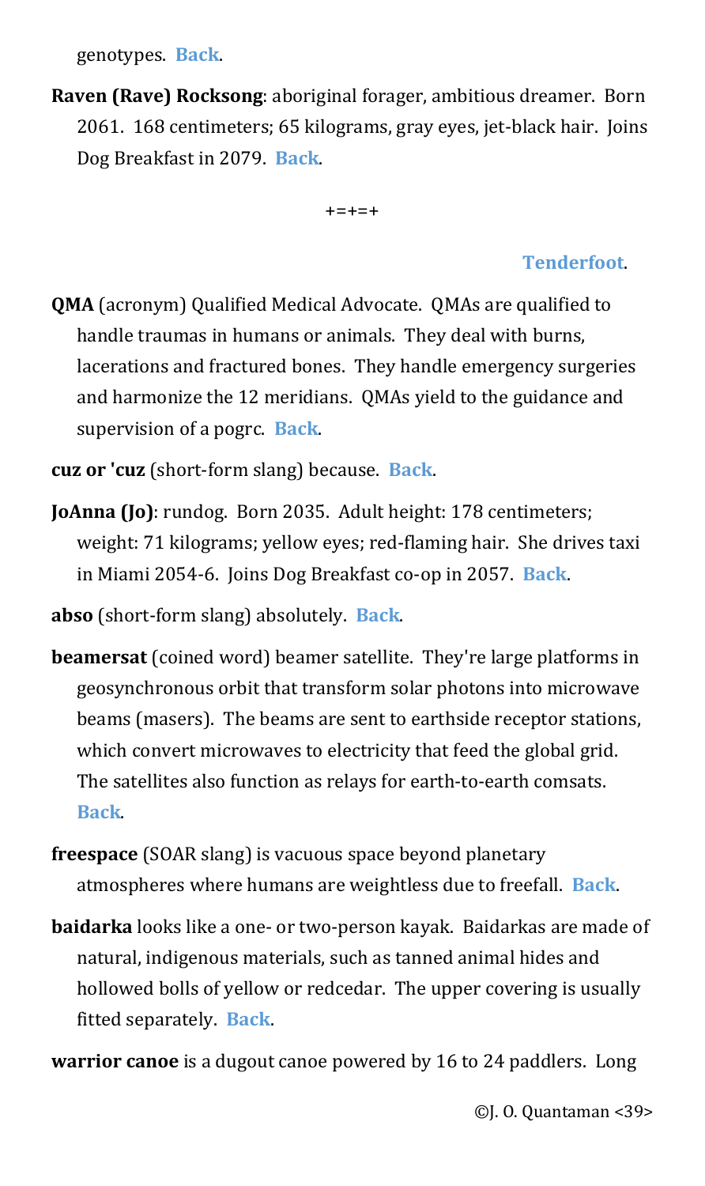genotypes. **Back**.

**Raven (Rave) Rocksong**: aboriginal forager, ambitious dreamer. Born 2061. 168 centimeters; 65 kilograms, gray eyes, jet-black hair. Joins Dog Breakfast in 2079. **Back**.

+=+=+

**Tenderfoot**.

**QMA** (acronym) Qualified Medical Advocate. QMAs are qualified to handle traumas in humans or animals. They deal with burns, lacerations and fractured bones. They handle emergency surgeries and harmonize the 12 meridians. QMAs yield to the guidance and supervision of a pogrc. **Back**.

**cuz or 'cuz** (short-form slang) because. **Back**.

**JoAnna (Jo)**: rundog. Born 2035. Adult height: 178 centimeters; weight: 71 kilograms; yellow eyes; red-flaming hair. She drives taxi in Miami 2054-6. Joins Dog Breakfast co-op in 2057. **Back**.

**abso** (short-form slang) absolutely. **Back**.

**beamersat** (coined word) beamer satellite. They're large platforms in geosynchronous orbit that transform solar photons into microwave beams (masers). The beams are sent to earthside receptor stations, which convert microwaves to electricity that feed the global grid. The satellites also function as relays for earth-to-earth comsats. **Back**.

**freespace** (SOAR slang) is vacuous space beyond planetary atmospheres where humans are weightless due to freefall. **Back**.

**baidarka** looks like a one- or two-person kayak. Baidarkas are made of natural, indigenous materials, such as tanned animal hides and hollowed bolls of yellow or redcedar. The upper covering is usually fitted separately. **Back**.

**warrior canoe** is a dugout canoe powered by 16 to 24 paddlers. Long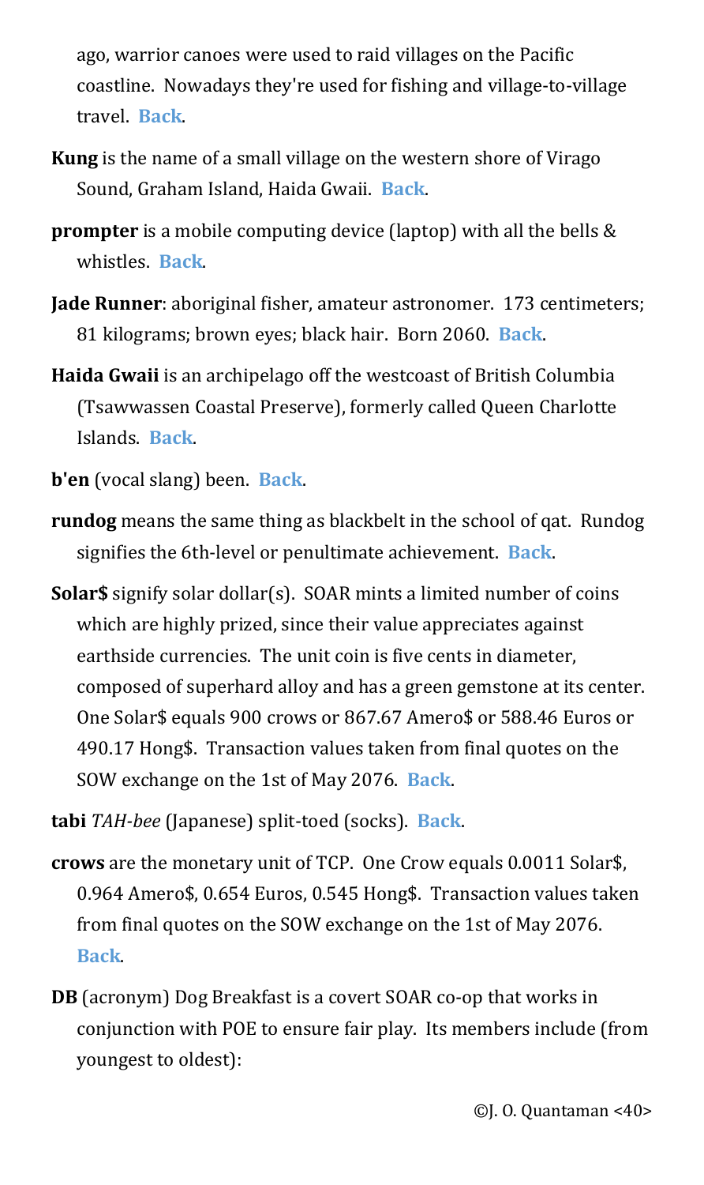ago, warrior canoes were used to raid villages on the Pacific coastline. Nowadays they're used for fishing and village-to-village travel. **Back**.

**Kung** is the name of a small village on the western shore of Virago Sound, Graham Island, Haida Gwaii. **Back**.

**prompter** is a mobile computing device (laptop) with all the bells & whistles. **Back**.

**Jade Runner**: aboriginal fisher, amateur astronomer. 173 centimeters; 81 kilograms; brown eyes; black hair. Born 2060. **Back**.

**Haida Gwaii** is an archipelago off the westcoast of British Columbia (Tsawwassen Coastal Preserve), formerly called Queen Charlotte Islands. **Back**.

**b'en** (vocal slang) been. **Back**.

**rundog** means the same thing as blackbelt in the school of qat. Rundog signifies the 6th-level or penultimate achievement. **Back**.

**Solar$** signify solar dollar(s). SOAR mints a limited number of coins which are highly prized, since their value appreciates against earthside currencies. The unit coin is five cents in diameter, composed of superhard alloy and has a green gemstone at its center. One Solar$ equals 900 crows or 867.67 Amero$ or 588.46 Euros or 490.17 Hong$. Transaction values taken from final quotes on the SOW exchange on the 1st of May 2076. **Back**.

**tabi** *TAH-bee* (Japanese) split-toed (socks). **Back**.

**crows** are the monetary unit of TCP. One Crow equals 0.0011 Solar$, 0.964 Amero$, 0.654 Euros, 0.545 Hong$. Transaction values taken from final quotes on the SOW exchange on the 1st of May 2076. **Back**.

**DB** (acronym) Dog Breakfast is a covert SOAR co-op that works in conjunction with POE to ensure fair play. Its members include (from youngest to oldest):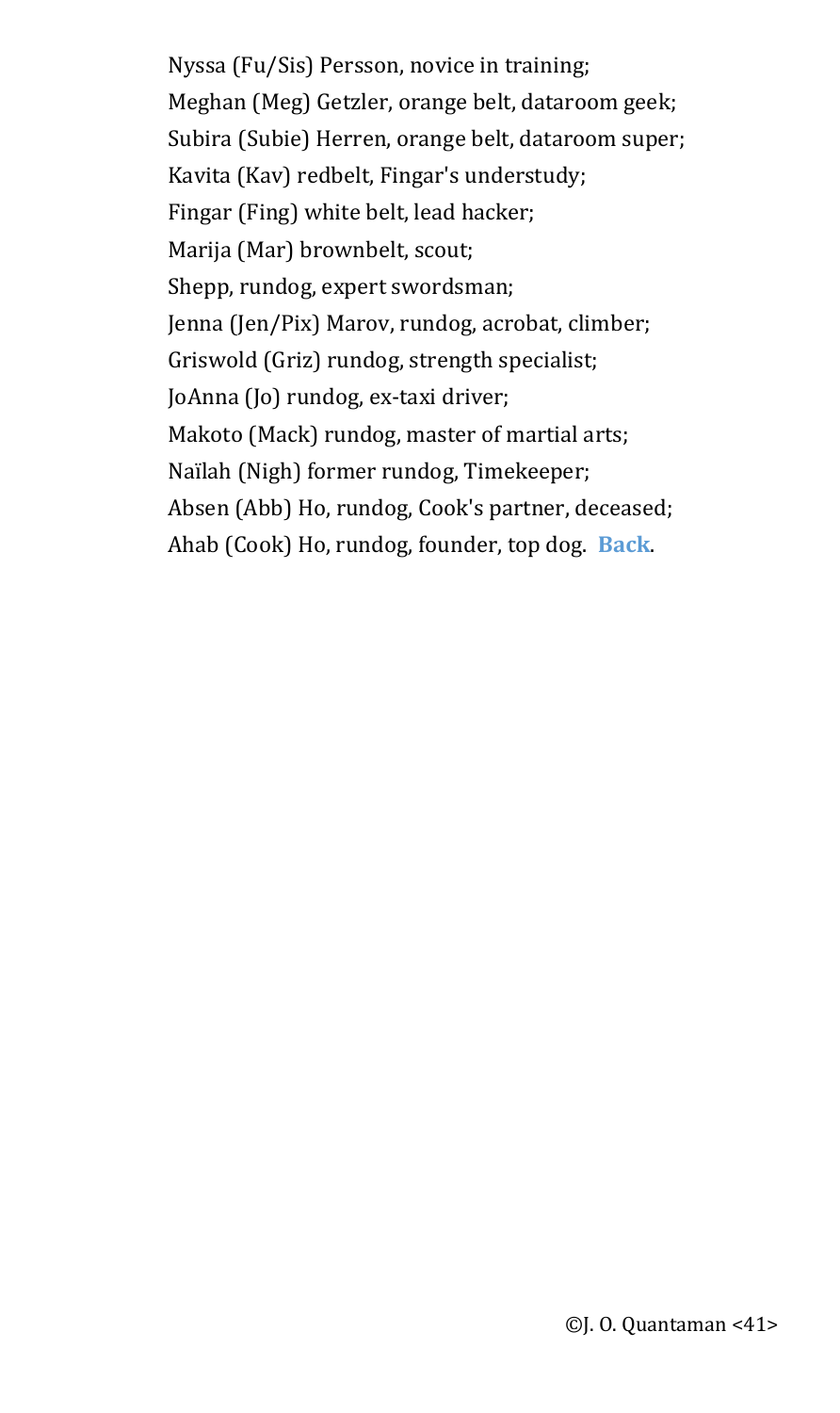Nyssa (Fu/Sis) Persson, novice in training;

Meghan (Meg) Getzler, orange belt, dataroom geek;

Subira (Subie) Herren, orange belt, dataroom super;

Kavita (Kav) redbelt, Fingar's understudy;

Fingar (Fing) white belt, lead hacker;

Marija (Mar) brownbelt, scout;

Shepp, rundog, expert swordsman;

Jenna (Jen/Pix) Marov, rundog, acrobat, climber;

Griswold (Griz) rundog, strength specialist;

JoAnna (Jo) rundog, ex-taxi driver;

Makoto (Mack) rundog, master of martial arts;

Naïlah (Nigh) former rundog, Timekeeper;

Absen (Abb) Ho, rundog, Cook's partner, deceased;

Ahab (Cook) Ho, rundog, founder, top dog. **Back**.

©J. O. Quantaman